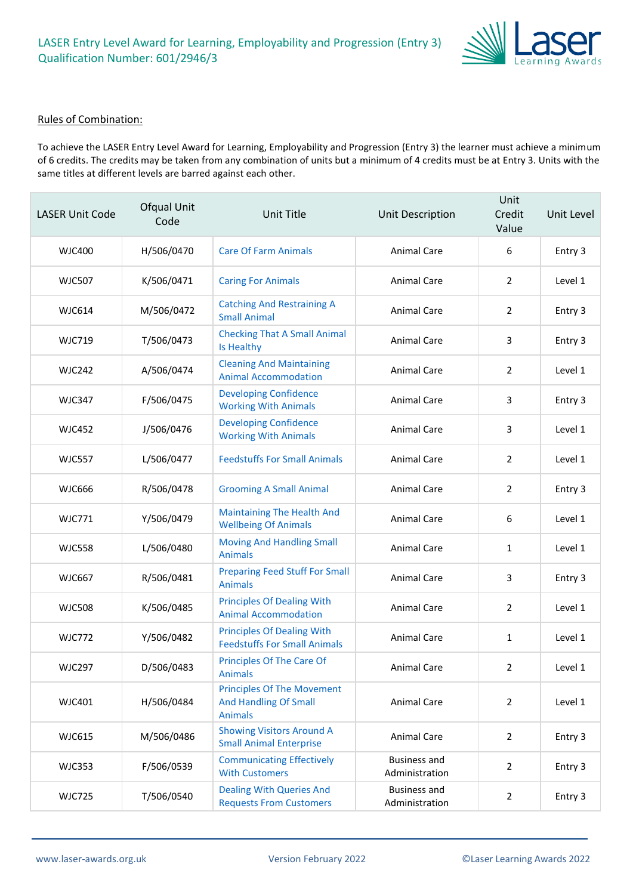# LASER Entry Level Award for Learning, Employability and Progression (Entry 3)
## Qualification Number: 601/2946/3

### Rules of Combination:

To achieve the LASER Entry Level Award for Learning, Employability and Progression (Entry 3) the learner must achieve a minimum of 6 credits. The credits may be taken from any combination of units but a minimum of 4 credits must be at Entry 3. Units with the same titles at different levels are barred against each other.

| LASER Unit Code | Ofqual Unit Code | Unit Title | Unit Description | Unit Credit Value | Unit Level |
|---|---|---|---|---|---|
| WJC400 | H/506/0470 | Care Of Farm Animals | Animal Care | 6 | Entry 3 |
| WJC507 | K/506/0471 | Caring For Animals | Animal Care | 2 | Level 1 |
| WJC614 | M/506/0472 | Catching And Restraining A Small Animal | Animal Care | 2 | Entry 3 |
| WJC719 | T/506/0473 | Checking That A Small Animal Is Healthy | Animal Care | 3 | Entry 3 |
| WJC242 | A/506/0474 | Cleaning And Maintaining Animal Accommodation | Animal Care | 2 | Level 1 |
| WJC347 | F/506/0475 | Developing Confidence Working With Animals | Animal Care | 3 | Entry 3 |
| WJC452 | J/506/0476 | Developing Confidence Working With Animals | Animal Care | 3 | Level 1 |
| WJC557 | L/506/0477 | Feedstuffs For Small Animals | Animal Care | 2 | Level 1 |
| WJC666 | R/506/0478 | Grooming A Small Animal | Animal Care | 2 | Entry 3 |
| WJC771 | Y/506/0479 | Maintaining The Health And Wellbeing Of Animals | Animal Care | 6 | Level 1 |
| WJC558 | L/506/0480 | Moving And Handling Small Animals | Animal Care | 1 | Level 1 |
| WJC667 | R/506/0481 | Preparing Feed Stuff For Small Animals | Animal Care | 3 | Entry 3 |
| WJC508 | K/506/0485 | Principles Of Dealing With Animal Accommodation | Animal Care | 2 | Level 1 |
| WJC772 | Y/506/0482 | Principles Of Dealing With Feedstuffs For Small Animals | Animal Care | 1 | Level 1 |
| WJC297 | D/506/0483 | Principles Of The Care Of Animals | Animal Care | 2 | Level 1 |
| WJC401 | H/506/0484 | Principles Of The Movement And Handling Of Small Animals | Animal Care | 2 | Level 1 |
| WJC615 | M/506/0486 | Showing Visitors Around A Small Animal Enterprise | Animal Care | 2 | Entry 3 |
| WJC353 | F/506/0539 | Communicating Effectively With Customers | Business and Administration | 2 | Entry 3 |
| WJC725 | T/506/0540 | Dealing With Queries And Requests From Customers | Business and Administration | 2 | Entry 3 |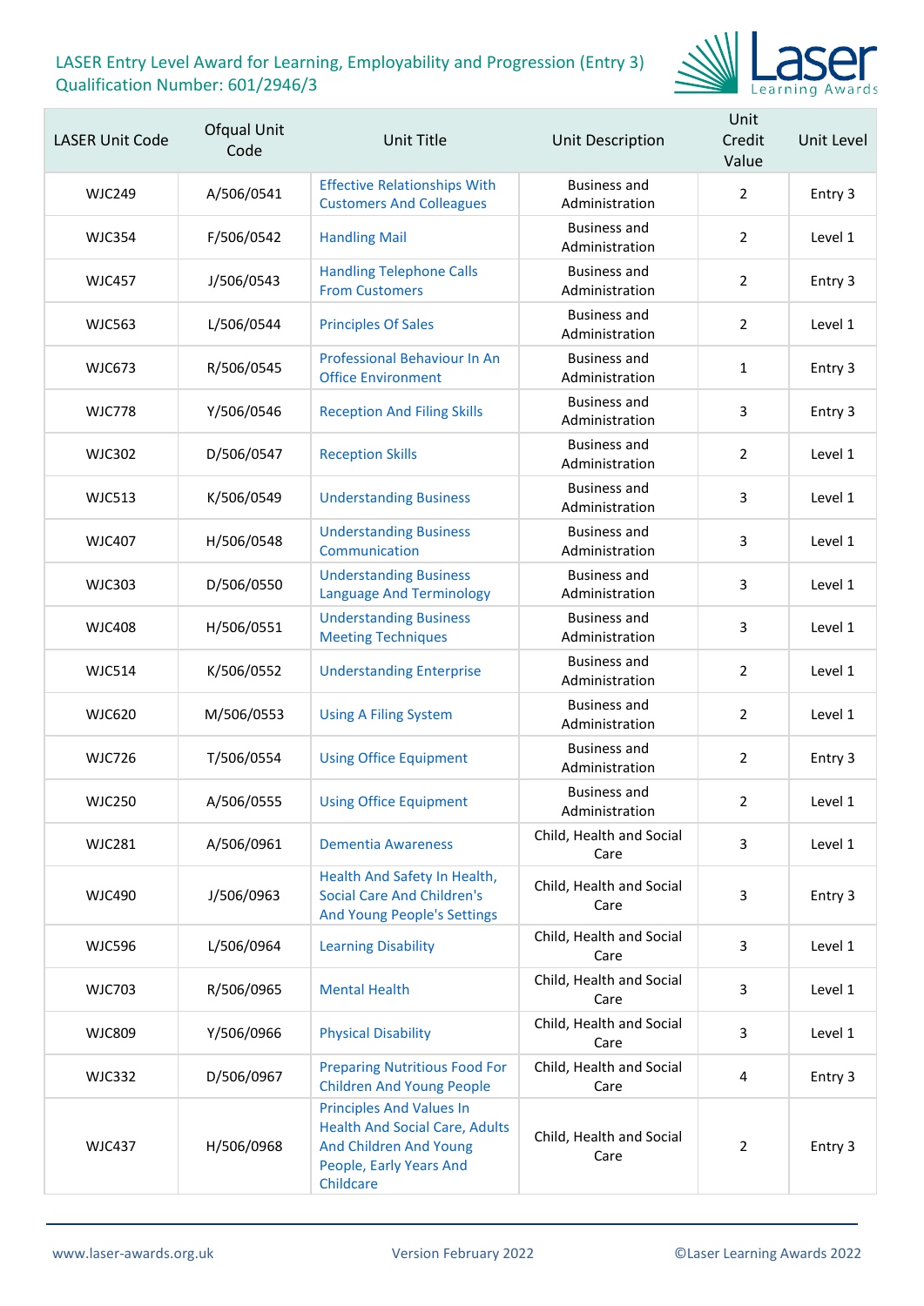# LASER Entry Level Award for Learning, Employability and Progression (Entry 3)
Qualification Number: 601/2946/3

| LASER Unit Code | Ofqual Unit Code | Unit Title | Unit Description | Unit Credit Value | Unit Level |
|---|---|---|---|---|---|
| WJC249 | A/506/0541 | Effective Relationships With Customers And Colleagues | Business and Administration | 2 | Entry 3 |
| WJC354 | F/506/0542 | Handling Mail | Business and Administration | 2 | Level 1 |
| WJC457 | J/506/0543 | Handling Telephone Calls From Customers | Business and Administration | 2 | Entry 3 |
| WJC563 | L/506/0544 | Principles Of Sales | Business and Administration | 2 | Level 1 |
| WJC673 | R/506/0545 | Professional Behaviour In An Office Environment | Business and Administration | 1 | Entry 3 |
| WJC778 | Y/506/0546 | Reception And Filing Skills | Business and Administration | 3 | Entry 3 |
| WJC302 | D/506/0547 | Reception Skills | Business and Administration | 2 | Level 1 |
| WJC513 | K/506/0549 | Understanding Business | Business and Administration | 3 | Level 1 |
| WJC407 | H/506/0548 | Understanding Business Communication | Business and Administration | 3 | Level 1 |
| WJC303 | D/506/0550 | Understanding Business Language And Terminology | Business and Administration | 3 | Level 1 |
| WJC408 | H/506/0551 | Understanding Business Meeting Techniques | Business and Administration | 3 | Level 1 |
| WJC514 | K/506/0552 | Understanding Enterprise | Business and Administration | 2 | Level 1 |
| WJC620 | M/506/0553 | Using A Filing System | Business and Administration | 2 | Level 1 |
| WJC726 | T/506/0554 | Using Office Equipment | Business and Administration | 2 | Entry 3 |
| WJC250 | A/506/0555 | Using Office Equipment | Business and Administration | 2 | Level 1 |
| WJC281 | A/506/0961 | Dementia Awareness | Child, Health and Social Care | 3 | Level 1 |
| WJC490 | J/506/0963 | Health And Safety In Health, Social Care And Children's And Young People's Settings | Child, Health and Social Care | 3 | Entry 3 |
| WJC596 | L/506/0964 | Learning Disability | Child, Health and Social Care | 3 | Level 1 |
| WJC703 | R/506/0965 | Mental Health | Child, Health and Social Care | 3 | Level 1 |
| WJC809 | Y/506/0966 | Physical Disability | Child, Health and Social Care | 3 | Level 1 |
| WJC332 | D/506/0967 | Preparing Nutritious Food For Children And Young People | Child, Health and Social Care | 4 | Entry 3 |
| WJC437 | H/506/0968 | Principles And Values In Health And Social Care, Adults And Children And Young People, Early Years And Childcare | Child, Health and Social Care | 2 | Entry 3 |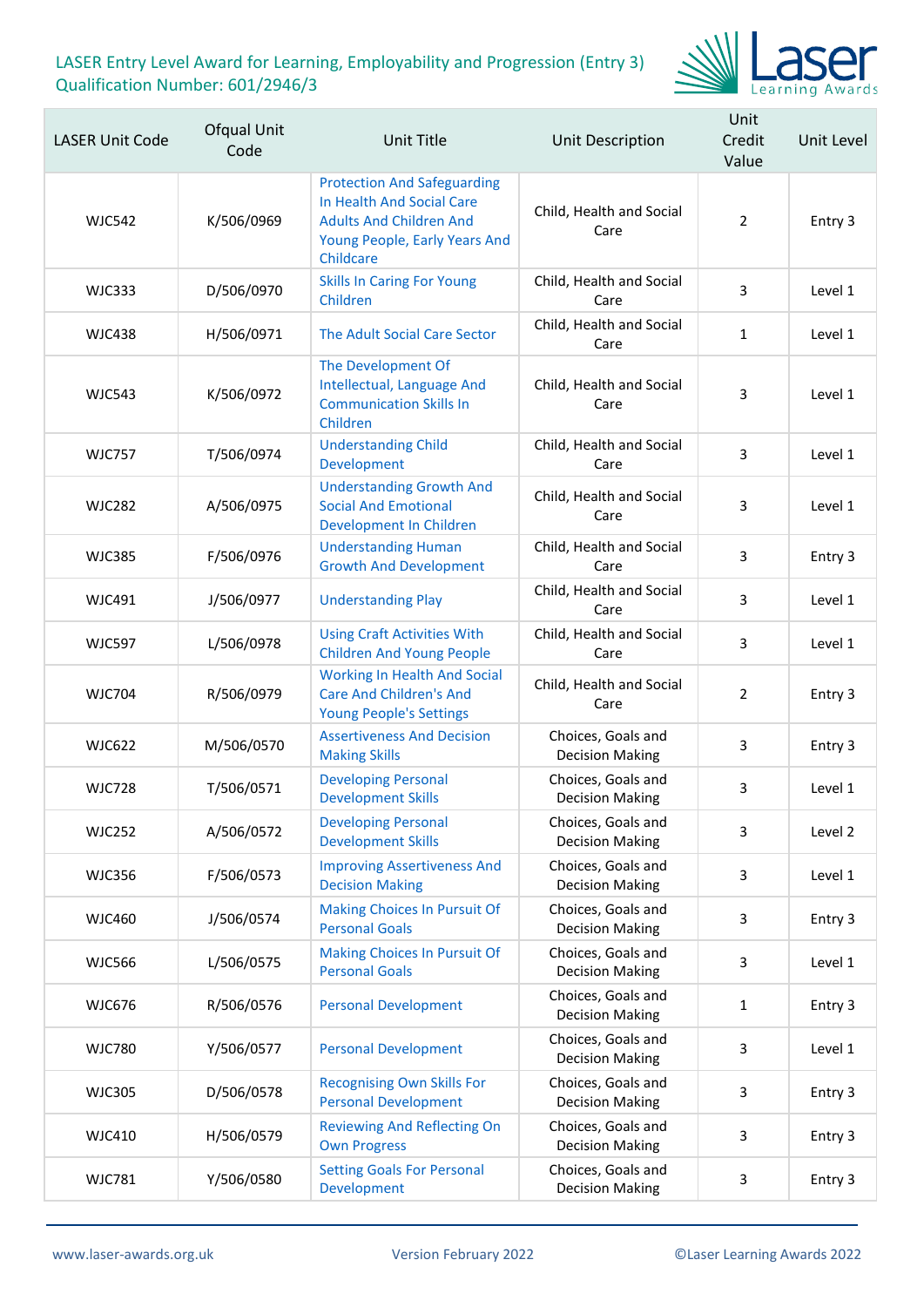# LASER Entry Level Award for Learning, Employability and Progression (Entry 3)
# Qualification Number: 601/2946/3

| LASER Unit Code | Ofqual Unit Code | Unit Title | Unit Description | Unit Credit Value | Unit Level |
|---|---|---|---|---|---|
| WJC542 | K/506/0969 | Protection And Safeguarding In Health And Social Care Adults And Children And Young People, Early Years And Childcare | Child, Health and Social Care | 2 | Entry 3 |
| WJC333 | D/506/0970 | Skills In Caring For Young Children | Child, Health and Social Care | 3 | Level 1 |
| WJC438 | H/506/0971 | The Adult Social Care Sector | Child, Health and Social Care | 1 | Level 1 |
| WJC543 | K/506/0972 | The Development Of Intellectual, Language And Communication Skills In Children | Child, Health and Social Care | 3 | Level 1 |
| WJC757 | T/506/0974 | Understanding Child Development | Child, Health and Social Care | 3 | Level 1 |
| WJC282 | A/506/0975 | Understanding Growth And Social And Emotional Development In Children | Child, Health and Social Care | 3 | Level 1 |
| WJC385 | F/506/0976 | Understanding Human Growth And Development | Child, Health and Social Care | 3 | Entry 3 |
| WJC491 | J/506/0977 | Understanding Play | Child, Health and Social Care | 3 | Level 1 |
| WJC597 | L/506/0978 | Using Craft Activities With Children And Young People | Child, Health and Social Care | 3 | Level 1 |
| WJC704 | R/506/0979 | Working In Health And Social Care And Children's And Young People's Settings | Child, Health and Social Care | 2 | Entry 3 |
| WJC622 | M/506/0570 | Assertiveness And Decision Making Skills | Choices, Goals and Decision Making | 3 | Entry 3 |
| WJC728 | T/506/0571 | Developing Personal Development Skills | Choices, Goals and Decision Making | 3 | Level 1 |
| WJC252 | A/506/0572 | Developing Personal Development Skills | Choices, Goals and Decision Making | 3 | Level 2 |
| WJC356 | F/506/0573 | Improving Assertiveness And Decision Making | Choices, Goals and Decision Making | 3 | Level 1 |
| WJC460 | J/506/0574 | Making Choices In Pursuit Of Personal Goals | Choices, Goals and Decision Making | 3 | Entry 3 |
| WJC566 | L/506/0575 | Making Choices In Pursuit Of Personal Goals | Choices, Goals and Decision Making | 3 | Level 1 |
| WJC676 | R/506/0576 | Personal Development | Choices, Goals and Decision Making | 1 | Entry 3 |
| WJC780 | Y/506/0577 | Personal Development | Choices, Goals and Decision Making | 3 | Level 1 |
| WJC305 | D/506/0578 | Recognising Own Skills For Personal Development | Choices, Goals and Decision Making | 3 | Entry 3 |
| WJC410 | H/506/0579 | Reviewing And Reflecting On Own Progress | Choices, Goals and Decision Making | 3 | Entry 3 |
| WJC781 | Y/506/0580 | Setting Goals For Personal Development | Choices, Goals and Decision Making | 3 | Entry 3 |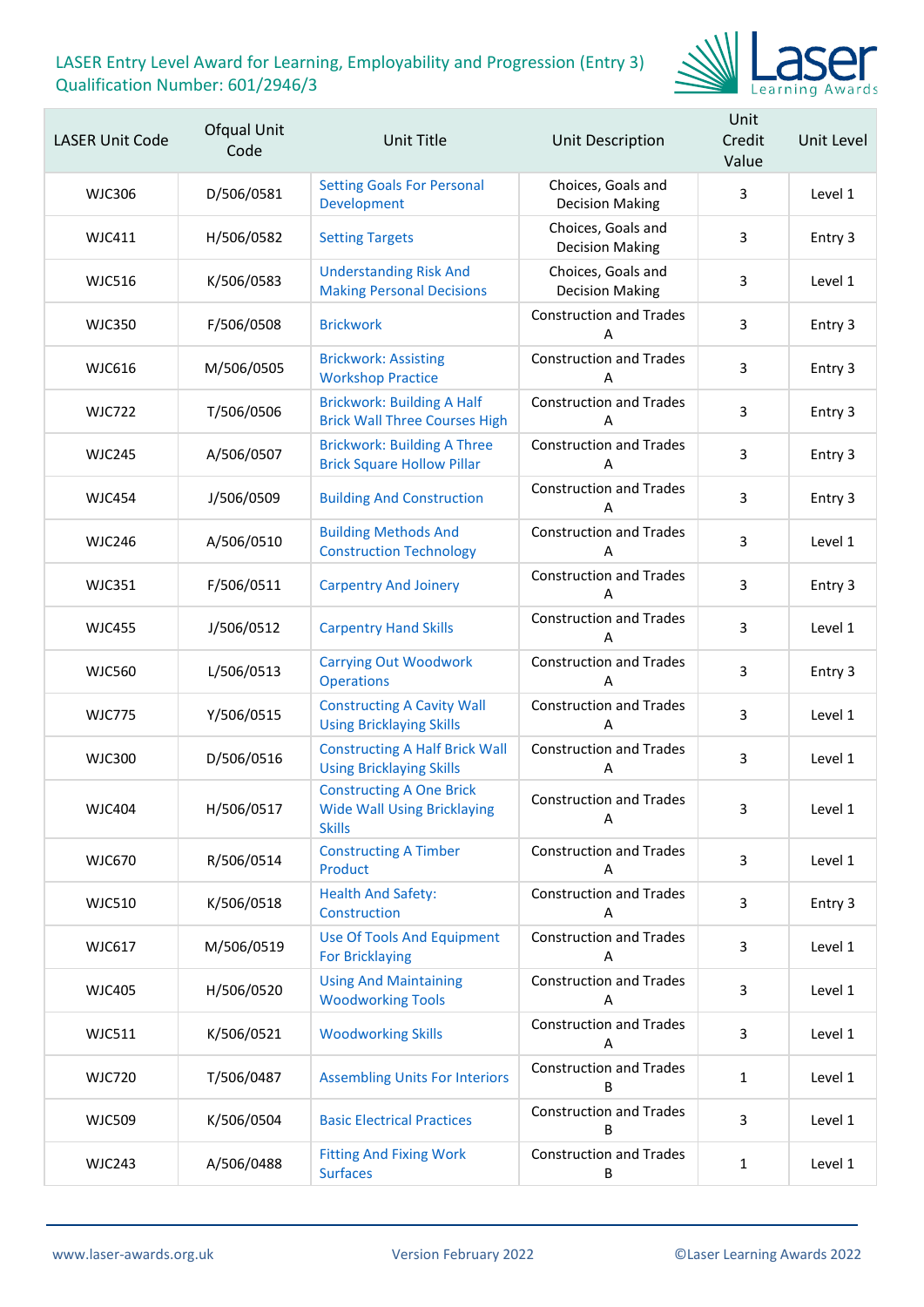# LASER Entry Level Award for Learning, Employability and Progression (Entry 3)
Qualification Number: 601/2946/3

| LASER Unit Code | Ofqual Unit Code | Unit Title | Unit Description | Unit Credit Value | Unit Level |
|---|---|---|---|---|---|
| WJC306 | D/506/0581 | Setting Goals For Personal Development | Choices, Goals and Decision Making | 3 | Level 1 |
| WJC411 | H/506/0582 | Setting Targets | Choices, Goals and Decision Making | 3 | Entry 3 |
| WJC516 | K/506/0583 | Understanding Risk And Making Personal Decisions | Choices, Goals and Decision Making | 3 | Level 1 |
| WJC350 | F/506/0508 | Brickwork | Construction and Trades A | 3 | Entry 3 |
| WJC616 | M/506/0505 | Brickwork: Assisting Workshop Practice | Construction and Trades A | 3 | Entry 3 |
| WJC722 | T/506/0506 | Brickwork: Building A Half Brick Wall Three Courses High | Construction and Trades A | 3 | Entry 3 |
| WJC245 | A/506/0507 | Brickwork: Building A Three Brick Square Hollow Pillar | Construction and Trades A | 3 | Entry 3 |
| WJC454 | J/506/0509 | Building And Construction | Construction and Trades A | 3 | Entry 3 |
| WJC246 | A/506/0510 | Building Methods And Construction Technology | Construction and Trades A | 3 | Level 1 |
| WJC351 | F/506/0511 | Carpentry And Joinery | Construction and Trades A | 3 | Entry 3 |
| WJC455 | J/506/0512 | Carpentry Hand Skills | Construction and Trades A | 3 | Level 1 |
| WJC560 | L/506/0513 | Carrying Out Woodwork Operations | Construction and Trades A | 3 | Entry 3 |
| WJC775 | Y/506/0515 | Constructing A Cavity Wall Using Bricklaying Skills | Construction and Trades A | 3 | Level 1 |
| WJC300 | D/506/0516 | Constructing A Half Brick Wall Using Bricklaying Skills | Construction and Trades A | 3 | Level 1 |
| WJC404 | H/506/0517 | Constructing A One Brick Wide Wall Using Bricklaying Skills | Construction and Trades A | 3 | Level 1 |
| WJC670 | R/506/0514 | Constructing A Timber Product | Construction and Trades A | 3 | Level 1 |
| WJC510 | K/506/0518 | Health And Safety: Construction | Construction and Trades A | 3 | Entry 3 |
| WJC617 | M/506/0519 | Use Of Tools And Equipment For Bricklaying | Construction and Trades A | 3 | Level 1 |
| WJC405 | H/506/0520 | Using And Maintaining Woodworking Tools | Construction and Trades A | 3 | Level 1 |
| WJC511 | K/506/0521 | Woodworking Skills | Construction and Trades A | 3 | Level 1 |
| WJC720 | T/506/0487 | Assembling Units For Interiors | Construction and Trades B | 1 | Level 1 |
| WJC509 | K/506/0504 | Basic Electrical Practices | Construction and Trades B | 3 | Level 1 |
| WJC243 | A/506/0488 | Fitting And Fixing Work Surfaces | Construction and Trades B | 1 | Level 1 |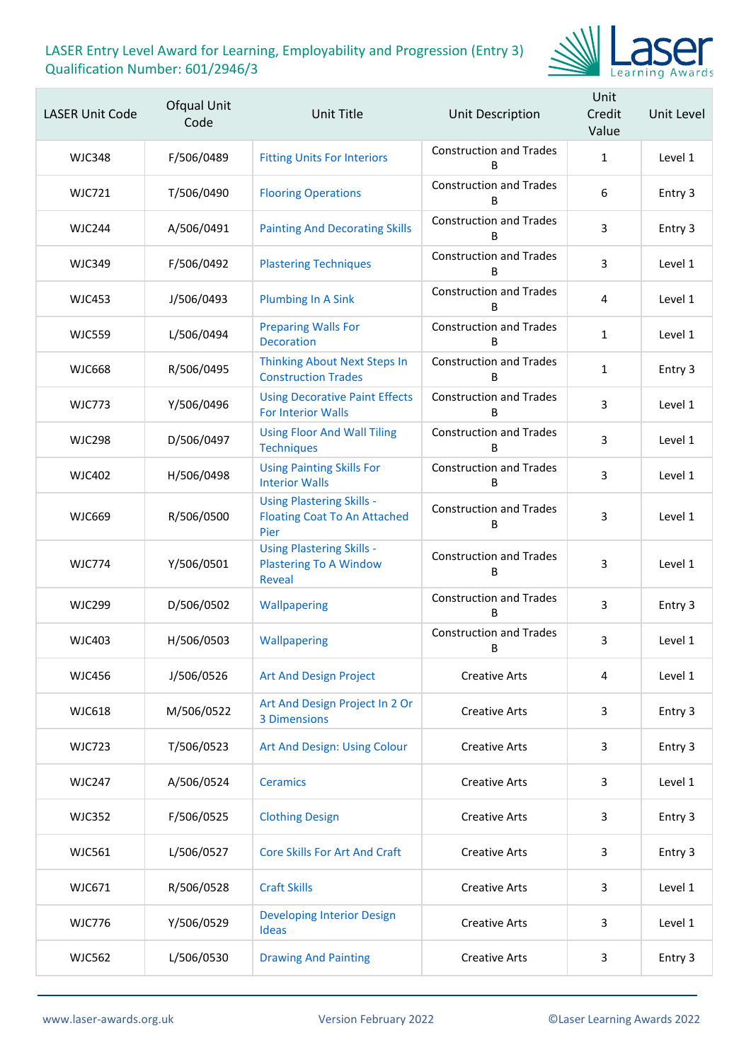LASER Entry Level Award for Learning, Employability and Progression (Entry 3)
Qualification Number: 601/2946/3

| LASER Unit Code | Ofqual Unit Code | Unit Title | Unit Description | Unit Credit Value | Unit Level |
|---|---|---|---|---|---|
| WJC348 | F/506/0489 | Fitting Units For Interiors | Construction and Trades B | 1 | Level 1 |
| WJC721 | T/506/0490 | Flooring Operations | Construction and Trades B | 6 | Entry 3 |
| WJC244 | A/506/0491 | Painting And Decorating Skills | Construction and Trades B | 3 | Entry 3 |
| WJC349 | F/506/0492 | Plastering Techniques | Construction and Trades B | 3 | Level 1 |
| WJC453 | J/506/0493 | Plumbing In A Sink | Construction and Trades B | 4 | Level 1 |
| WJC559 | L/506/0494 | Preparing Walls For Decoration | Construction and Trades B | 1 | Level 1 |
| WJC668 | R/506/0495 | Thinking About Next Steps In Construction Trades | Construction and Trades B | 1 | Entry 3 |
| WJC773 | Y/506/0496 | Using Decorative Paint Effects For Interior Walls | Construction and Trades B | 3 | Level 1 |
| WJC298 | D/506/0497 | Using Floor And Wall Tiling Techniques | Construction and Trades B | 3 | Level 1 |
| WJC402 | H/506/0498 | Using Painting Skills For Interior Walls | Construction and Trades B | 3 | Level 1 |
| WJC669 | R/506/0500 | Using Plastering Skills - Floating Coat To An Attached Pier | Construction and Trades B | 3 | Level 1 |
| WJC774 | Y/506/0501 | Using Plastering Skills - Plastering To A Window Reveal | Construction and Trades B | 3 | Level 1 |
| WJC299 | D/506/0502 | Wallpapering | Construction and Trades B | 3 | Entry 3 |
| WJC403 | H/506/0503 | Wallpapering | Construction and Trades B | 3 | Level 1 |
| WJC456 | J/506/0526 | Art And Design Project | Creative Arts | 4 | Level 1 |
| WJC618 | M/506/0522 | Art And Design Project In 2 Or 3 Dimensions | Creative Arts | 3 | Entry 3 |
| WJC723 | T/506/0523 | Art And Design: Using Colour | Creative Arts | 3 | Entry 3 |
| WJC247 | A/506/0524 | Ceramics | Creative Arts | 3 | Level 1 |
| WJC352 | F/506/0525 | Clothing Design | Creative Arts | 3 | Entry 3 |
| WJC561 | L/506/0527 | Core Skills For Art And Craft | Creative Arts | 3 | Entry 3 |
| WJC671 | R/506/0528 | Craft Skills | Creative Arts | 3 | Level 1 |
| WJC776 | Y/506/0529 | Developing Interior Design Ideas | Creative Arts | 3 | Level 1 |
| WJC562 | L/506/0530 | Drawing And Painting | Creative Arts | 3 | Entry 3 |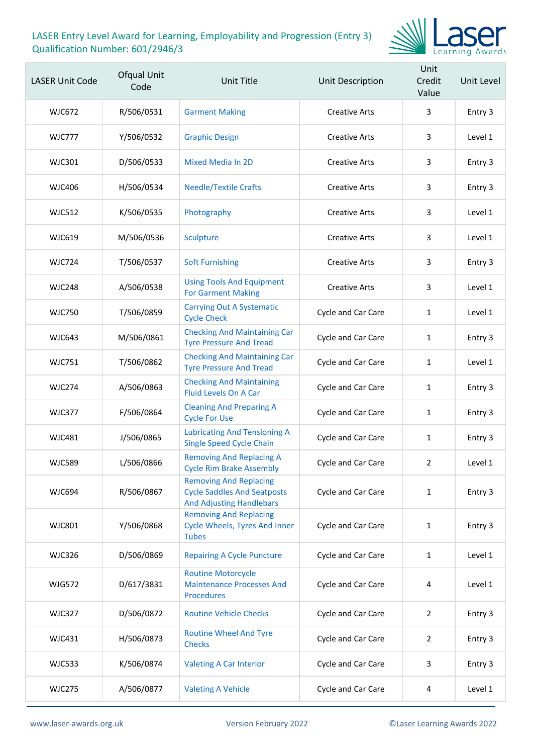# LASER Entry Level Award for Learning, Employability and Progression (Entry 3)
Qualification Number: 601/2946/3

| LASER Unit Code | Ofqual Unit Code | Unit Title | Unit Description | Unit Credit Value | Unit Level |
|---|---|---|---|---|---|
| WJC672 | R/506/0531 | Garment Making | Creative Arts | 3 | Entry 3 |
| WJC777 | Y/506/0532 | Graphic Design | Creative Arts | 3 | Level 1 |
| WJC301 | D/506/0533 | Mixed Media In 2D | Creative Arts | 3 | Entry 3 |
| WJC406 | H/506/0534 | Needle/Textile Crafts | Creative Arts | 3 | Entry 3 |
| WJC512 | K/506/0535 | Photography | Creative Arts | 3 | Level 1 |
| WJC619 | M/506/0536 | Sculpture | Creative Arts | 3 | Level 1 |
| WJC724 | T/506/0537 | Soft Furnishing | Creative Arts | 3 | Entry 3 |
| WJC248 | A/506/0538 | Using Tools And Equipment For Garment Making | Creative Arts | 3 | Level 1 |
| WJC750 | T/506/0859 | Carrying Out A Systematic Cycle Check | Cycle and Car Care | 1 | Level 1 |
| WJC643 | M/506/0861 | Checking And Maintaining Car Tyre Pressure And Tread | Cycle and Car Care | 1 | Entry 3 |
| WJC751 | T/506/0862 | Checking And Maintaining Car Tyre Pressure And Tread | Cycle and Car Care | 1 | Level 1 |
| WJC274 | A/506/0863 | Checking And Maintaining Fluid Levels On A Car | Cycle and Car Care | 1 | Entry 3 |
| WJC377 | F/506/0864 | Cleaning And Preparing A Cycle For Use | Cycle and Car Care | 1 | Entry 3 |
| WJC481 | J/506/0865 | Lubricating And Tensioning A Single Speed Cycle Chain | Cycle and Car Care | 1 | Entry 3 |
| WJC589 | L/506/0866 | Removing And Replacing A Cycle Rim Brake Assembly | Cycle and Car Care | 2 | Level 1 |
| WJC694 | R/506/0867 | Removing And Replacing Cycle Saddles And Seatposts And Adjusting Handlebars | Cycle and Car Care | 1 | Entry 3 |
| WJC801 | Y/506/0868 | Removing And Replacing Cycle Wheels, Tyres And Inner Tubes | Cycle and Car Care | 1 | Entry 3 |
| WJC326 | D/506/0869 | Repairing A Cycle Puncture | Cycle and Car Care | 1 | Level 1 |
| WJG572 | D/617/3831 | Routine Motorcycle Maintenance Processes And Procedures | Cycle and Car Care | 4 | Level 1 |
| WJC327 | D/506/0872 | Routine Vehicle Checks | Cycle and Car Care | 2 | Entry 3 |
| WJC431 | H/506/0873 | Routine Wheel And Tyre Checks | Cycle and Car Care | 2 | Entry 3 |
| WJC533 | K/506/0874 | Valeting A Car Interior | Cycle and Car Care | 3 | Entry 3 |
| WJC275 | A/506/0877 | Valeting A Vehicle | Cycle and Car Care | 4 | Level 1 |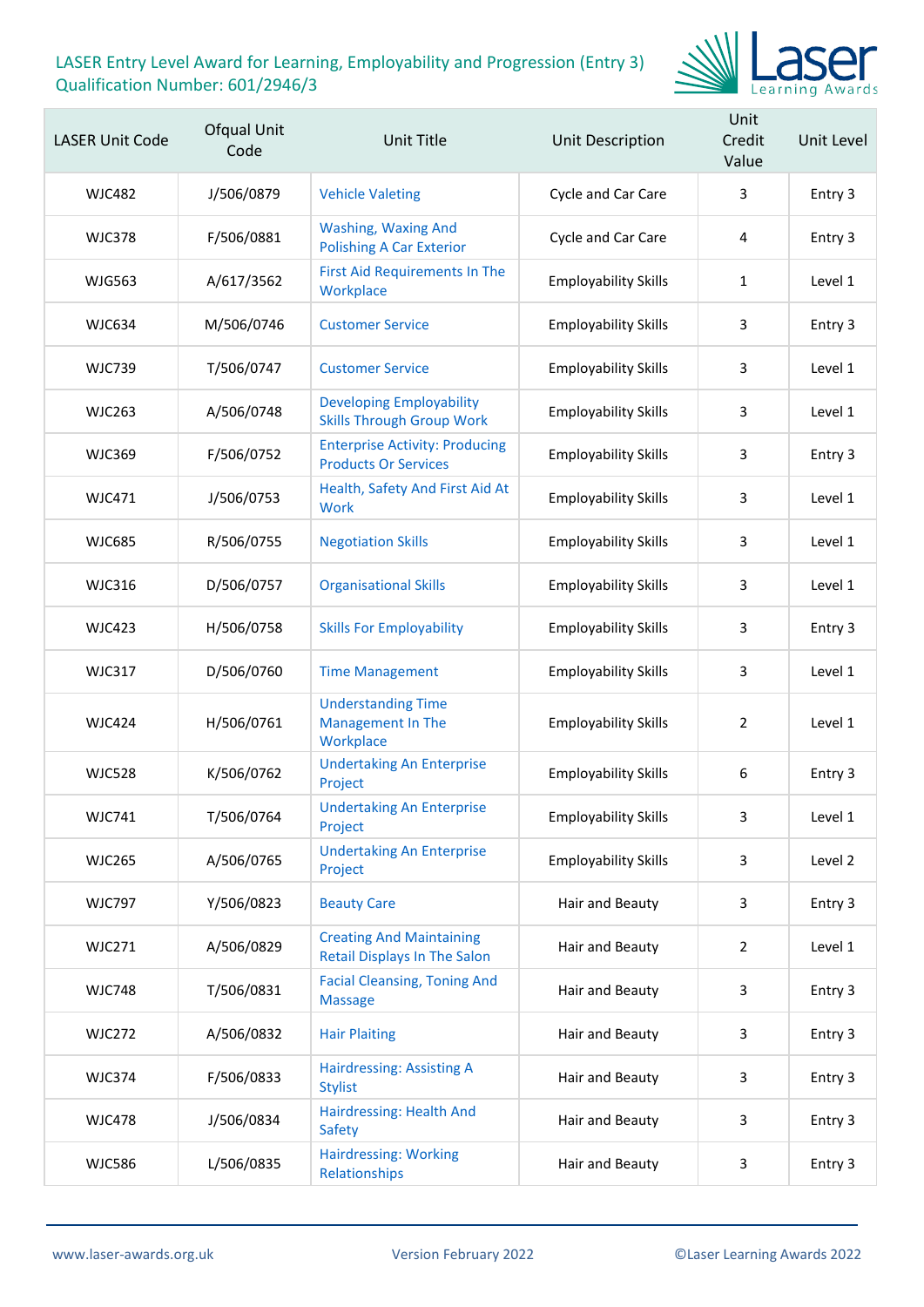LASER Entry Level Award for Learning, Employability and Progression (Entry 3)
Qualification Number: 601/2946/3

| LASER Unit Code | Ofqual Unit Code | Unit Title | Unit Description | Unit Credit Value | Unit Level |
|---|---|---|---|---|---|
| WJC482 | J/506/0879 | Vehicle Valeting | Cycle and Car Care | 3 | Entry 3 |
| WJC378 | F/506/0881 | Washing, Waxing And Polishing A Car Exterior | Cycle and Car Care | 4 | Entry 3 |
| WJG563 | A/617/3562 | First Aid Requirements In The Workplace | Employability Skills | 1 | Level 1 |
| WJC634 | M/506/0746 | Customer Service | Employability Skills | 3 | Entry 3 |
| WJC739 | T/506/0747 | Customer Service | Employability Skills | 3 | Level 1 |
| WJC263 | A/506/0748 | Developing Employability Skills Through Group Work | Employability Skills | 3 | Level 1 |
| WJC369 | F/506/0752 | Enterprise Activity: Producing Products Or Services | Employability Skills | 3 | Entry 3 |
| WJC471 | J/506/0753 | Health, Safety And First Aid At Work | Employability Skills | 3 | Level 1 |
| WJC685 | R/506/0755 | Negotiation Skills | Employability Skills | 3 | Level 1 |
| WJC316 | D/506/0757 | Organisational Skills | Employability Skills | 3 | Level 1 |
| WJC423 | H/506/0758 | Skills For Employability | Employability Skills | 3 | Entry 3 |
| WJC317 | D/506/0760 | Time Management | Employability Skills | 3 | Level 1 |
| WJC424 | H/506/0761 | Understanding Time Management In The Workplace | Employability Skills | 2 | Level 1 |
| WJC528 | K/506/0762 | Undertaking An Enterprise Project | Employability Skills | 6 | Entry 3 |
| WJC741 | T/506/0764 | Undertaking An Enterprise Project | Employability Skills | 3 | Level 1 |
| WJC265 | A/506/0765 | Undertaking An Enterprise Project | Employability Skills | 3 | Level 2 |
| WJC797 | Y/506/0823 | Beauty Care | Hair and Beauty | 3 | Entry 3 |
| WJC271 | A/506/0829 | Creating And Maintaining Retail Displays In The Salon | Hair and Beauty | 2 | Level 1 |
| WJC748 | T/506/0831 | Facial Cleansing, Toning And Massage | Hair and Beauty | 3 | Entry 3 |
| WJC272 | A/506/0832 | Hair Plaiting | Hair and Beauty | 3 | Entry 3 |
| WJC374 | F/506/0833 | Hairdressing: Assisting A Stylist | Hair and Beauty | 3 | Entry 3 |
| WJC478 | J/506/0834 | Hairdressing: Health And Safety | Hair and Beauty | 3 | Entry 3 |
| WJC586 | L/506/0835 | Hairdressing: Working Relationships | Hair and Beauty | 3 | Entry 3 |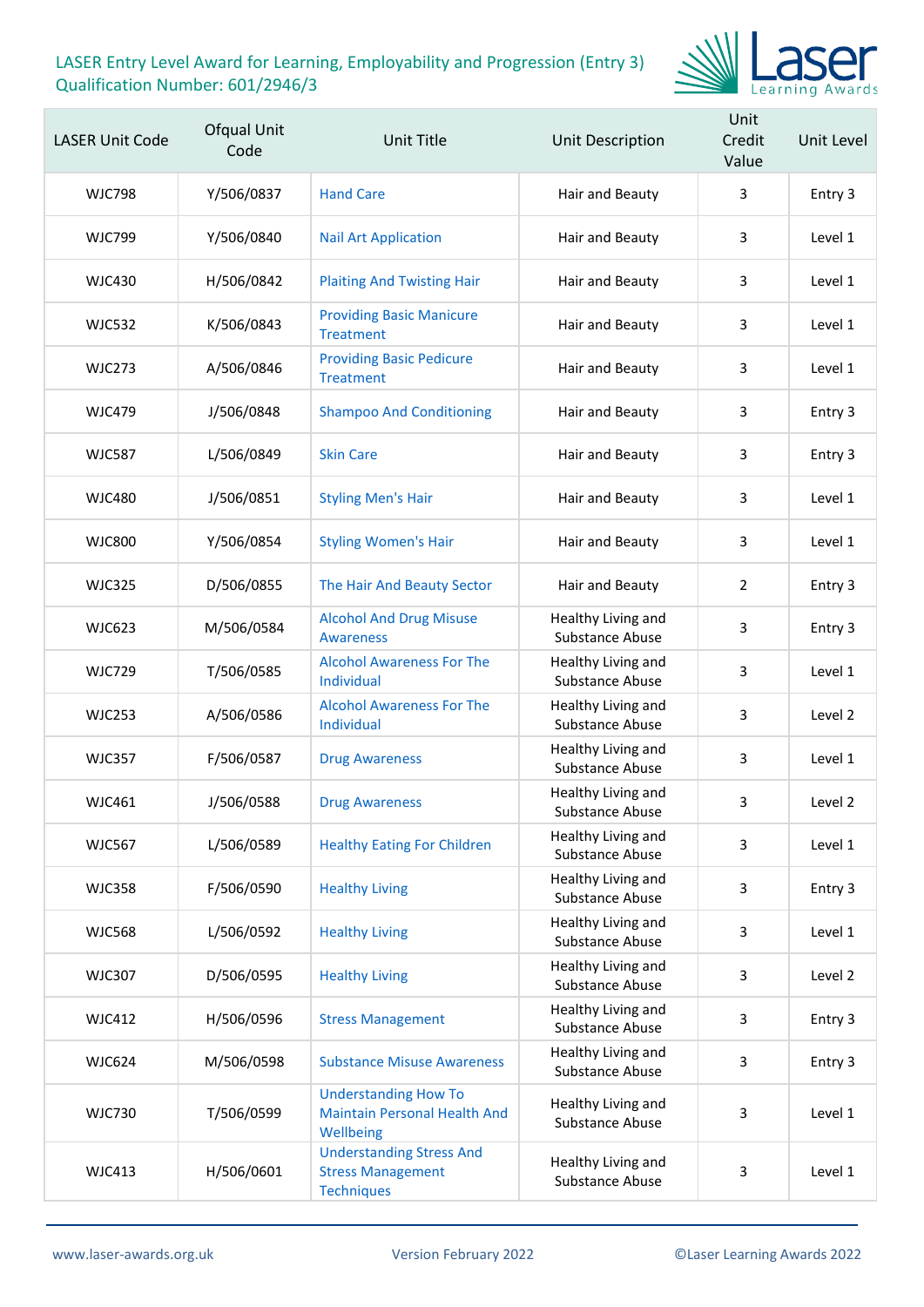LASER Entry Level Award for Learning, Employability and Progression (Entry 3)
Qualification Number: 601/2946/3

| LASER Unit Code | Ofqual Unit Code | Unit Title | Unit Description | Unit Credit Value | Unit Level |
|---|---|---|---|---|---|
| WJC798 | Y/506/0837 | Hand Care | Hair and Beauty | 3 | Entry 3 |
| WJC799 | Y/506/0840 | Nail Art Application | Hair and Beauty | 3 | Level 1 |
| WJC430 | H/506/0842 | Plaiting And Twisting Hair | Hair and Beauty | 3 | Level 1 |
| WJC532 | K/506/0843 | Providing Basic Manicure Treatment | Hair and Beauty | 3 | Level 1 |
| WJC273 | A/506/0846 | Providing Basic Pedicure Treatment | Hair and Beauty | 3 | Level 1 |
| WJC479 | J/506/0848 | Shampoo And Conditioning | Hair and Beauty | 3 | Entry 3 |
| WJC587 | L/506/0849 | Skin Care | Hair and Beauty | 3 | Entry 3 |
| WJC480 | J/506/0851 | Styling Men's Hair | Hair and Beauty | 3 | Level 1 |
| WJC800 | Y/506/0854 | Styling Women's Hair | Hair and Beauty | 3 | Level 1 |
| WJC325 | D/506/0855 | The Hair And Beauty Sector | Hair and Beauty | 2 | Entry 3 |
| WJC623 | M/506/0584 | Alcohol And Drug Misuse Awareness | Healthy Living and Substance Abuse | 3 | Entry 3 |
| WJC729 | T/506/0585 | Alcohol Awareness For The Individual | Healthy Living and Substance Abuse | 3 | Level 1 |
| WJC253 | A/506/0586 | Alcohol Awareness For The Individual | Healthy Living and Substance Abuse | 3 | Level 2 |
| WJC357 | F/506/0587 | Drug Awareness | Healthy Living and Substance Abuse | 3 | Level 1 |
| WJC461 | J/506/0588 | Drug Awareness | Healthy Living and Substance Abuse | 3 | Level 2 |
| WJC567 | L/506/0589 | Healthy Eating For Children | Healthy Living and Substance Abuse | 3 | Level 1 |
| WJC358 | F/506/0590 | Healthy Living | Healthy Living and Substance Abuse | 3 | Entry 3 |
| WJC568 | L/506/0592 | Healthy Living | Healthy Living and Substance Abuse | 3 | Level 1 |
| WJC307 | D/506/0595 | Healthy Living | Healthy Living and Substance Abuse | 3 | Level 2 |
| WJC412 | H/506/0596 | Stress Management | Healthy Living and Substance Abuse | 3 | Entry 3 |
| WJC624 | M/506/0598 | Substance Misuse Awareness | Healthy Living and Substance Abuse | 3 | Entry 3 |
| WJC730 | T/506/0599 | Understanding How To Maintain Personal Health And Wellbeing | Healthy Living and Substance Abuse | 3 | Level 1 |
| WJC413 | H/506/0601 | Understanding Stress And Stress Management Techniques | Healthy Living and Substance Abuse | 3 | Level 1 |

www.laser-awards.org.uk Version February 2022 ©Laser Learning Awards 2022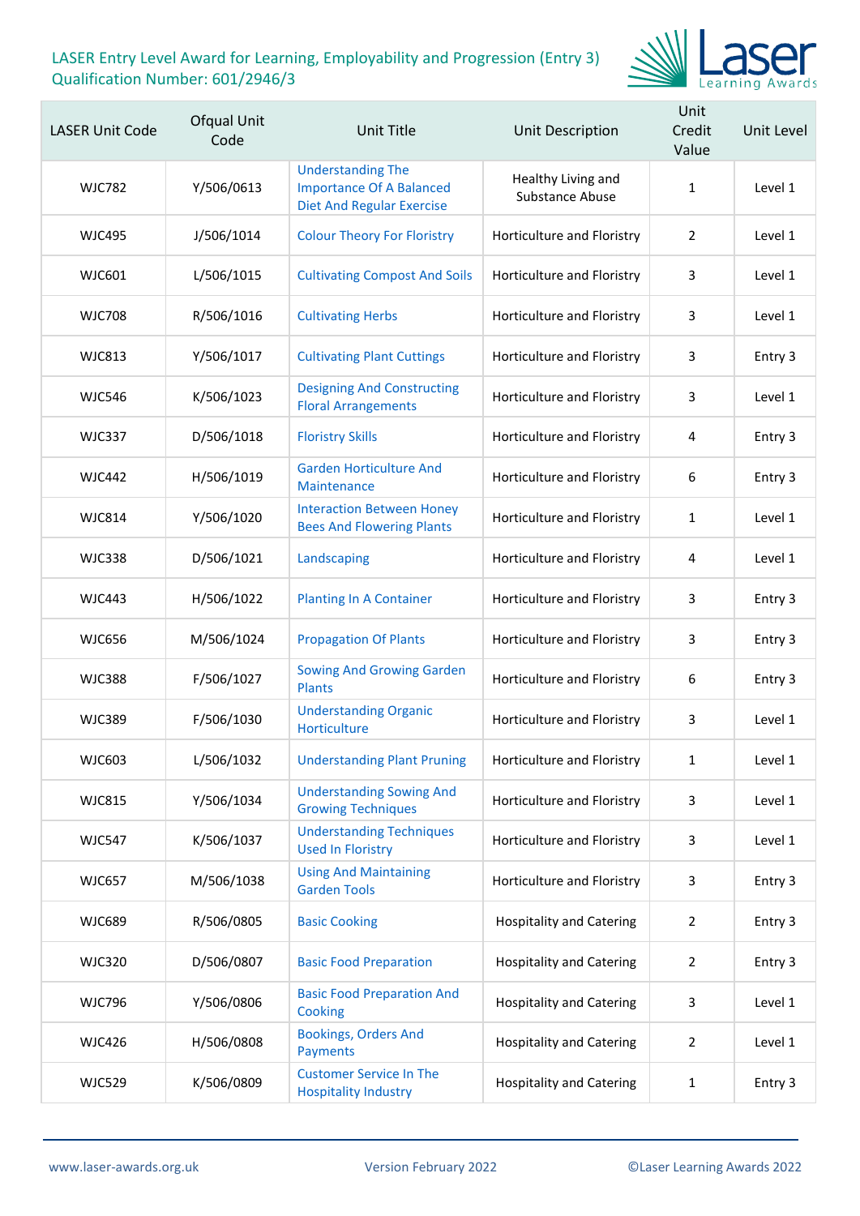LASER Entry Level Award for Learning, Employability and Progression (Entry 3)
Qualification Number: 601/2946/3

| LASER Unit Code | Ofqual Unit Code | Unit Title | Unit Description | Unit Credit Value | Unit Level |
|---|---|---|---|---|---|
| WJC782 | Y/506/0613 | Understanding The Importance Of A Balanced Diet And Regular Exercise | Healthy Living and Substance Abuse | 1 | Level 1 |
| WJC495 | J/506/1014 | Colour Theory For Floristry | Horticulture and Floristry | 2 | Level 1 |
| WJC601 | L/506/1015 | Cultivating Compost And Soils | Horticulture and Floristry | 3 | Level 1 |
| WJC708 | R/506/1016 | Cultivating Herbs | Horticulture and Floristry | 3 | Level 1 |
| WJC813 | Y/506/1017 | Cultivating Plant Cuttings | Horticulture and Floristry | 3 | Entry 3 |
| WJC546 | K/506/1023 | Designing And Constructing Floral Arrangements | Horticulture and Floristry | 3 | Level 1 |
| WJC337 | D/506/1018 | Floristry Skills | Horticulture and Floristry | 4 | Entry 3 |
| WJC442 | H/506/1019 | Garden Horticulture And Maintenance | Horticulture and Floristry | 6 | Entry 3 |
| WJC814 | Y/506/1020 | Interaction Between Honey Bees And Flowering Plants | Horticulture and Floristry | 1 | Level 1 |
| WJC338 | D/506/1021 | Landscaping | Horticulture and Floristry | 4 | Level 1 |
| WJC443 | H/506/1022 | Planting In A Container | Horticulture and Floristry | 3 | Entry 3 |
| WJC656 | M/506/1024 | Propagation Of Plants | Horticulture and Floristry | 3 | Entry 3 |
| WJC388 | F/506/1027 | Sowing And Growing Garden Plants | Horticulture and Floristry | 6 | Entry 3 |
| WJC389 | F/506/1030 | Understanding Organic Horticulture | Horticulture and Floristry | 3 | Level 1 |
| WJC603 | L/506/1032 | Understanding Plant Pruning | Horticulture and Floristry | 1 | Level 1 |
| WJC815 | Y/506/1034 | Understanding Sowing And Growing Techniques | Horticulture and Floristry | 3 | Level 1 |
| WJC547 | K/506/1037 | Understanding Techniques Used In Floristry | Horticulture and Floristry | 3 | Level 1 |
| WJC657 | M/506/1038 | Using And Maintaining Garden Tools | Horticulture and Floristry | 3 | Entry 3 |
| WJC689 | R/506/0805 | Basic Cooking | Hospitality and Catering | 2 | Entry 3 |
| WJC320 | D/506/0807 | Basic Food Preparation | Hospitality and Catering | 2 | Entry 3 |
| WJC796 | Y/506/0806 | Basic Food Preparation And Cooking | Hospitality and Catering | 3 | Level 1 |
| WJC426 | H/506/0808 | Bookings, Orders And Payments | Hospitality and Catering | 2 | Level 1 |
| WJC529 | K/506/0809 | Customer Service In The Hospitality Industry | Hospitality and Catering | 1 | Entry 3 |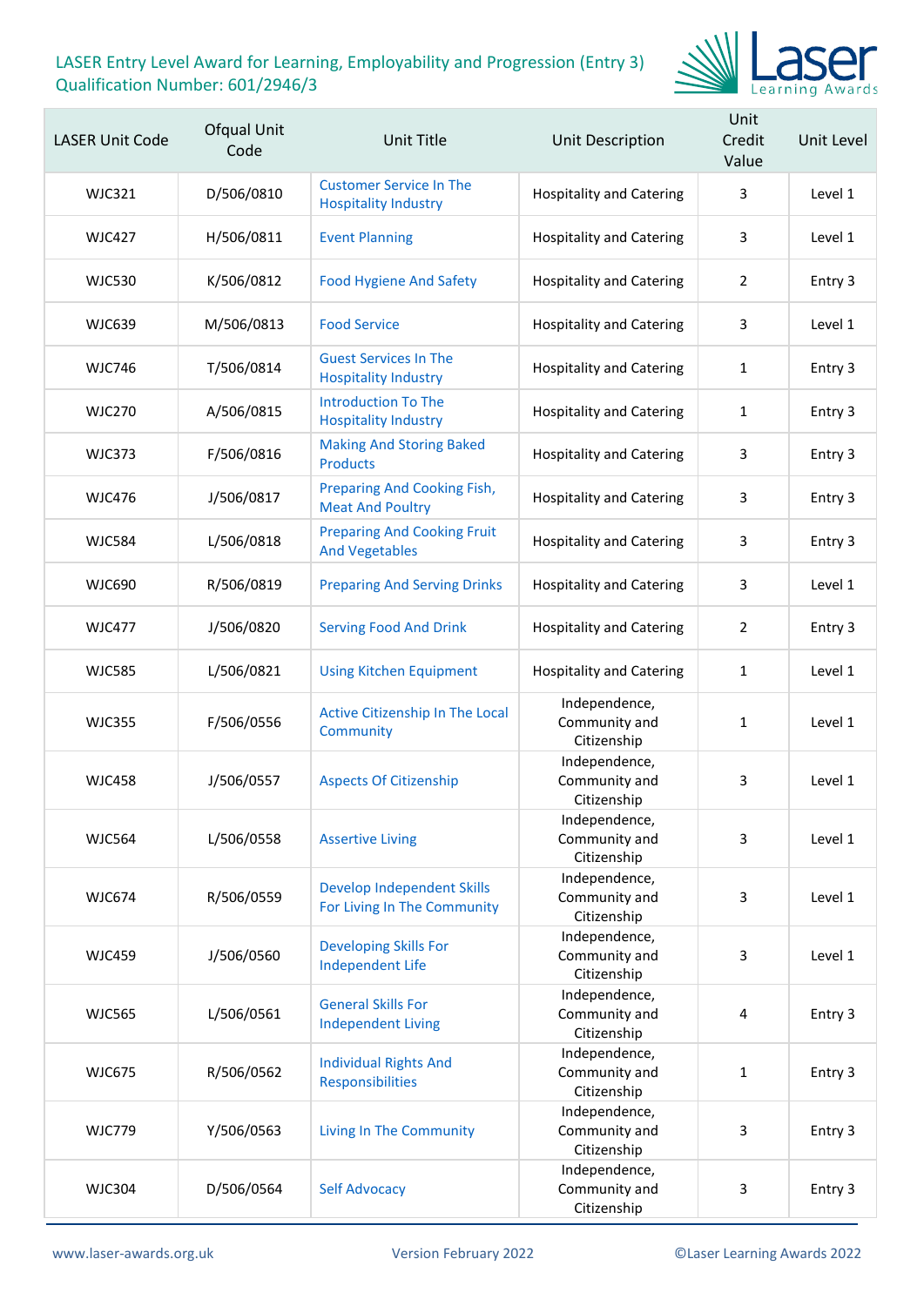LASER Entry Level Award for Learning, Employability and Progression (Entry 3)
Qualification Number: 601/2946/3

| LASER Unit Code | Ofqual Unit Code | Unit Title | Unit Description | Unit Credit Value | Unit Level |
|---|---|---|---|---|---|
| WJC321 | D/506/0810 | Customer Service In The Hospitality Industry | Hospitality and Catering | 3 | Level 1 |
| WJC427 | H/506/0811 | Event Planning | Hospitality and Catering | 3 | Level 1 |
| WJC530 | K/506/0812 | Food Hygiene And Safety | Hospitality and Catering | 2 | Entry 3 |
| WJC639 | M/506/0813 | Food Service | Hospitality and Catering | 3 | Level 1 |
| WJC746 | T/506/0814 | Guest Services In The Hospitality Industry | Hospitality and Catering | 1 | Entry 3 |
| WJC270 | A/506/0815 | Introduction To The Hospitality Industry | Hospitality and Catering | 1 | Entry 3 |
| WJC373 | F/506/0816 | Making And Storing Baked Products | Hospitality and Catering | 3 | Entry 3 |
| WJC476 | J/506/0817 | Preparing And Cooking Fish, Meat And Poultry | Hospitality and Catering | 3 | Entry 3 |
| WJC584 | L/506/0818 | Preparing And Cooking Fruit And Vegetables | Hospitality and Catering | 3 | Entry 3 |
| WJC690 | R/506/0819 | Preparing And Serving Drinks | Hospitality and Catering | 3 | Level 1 |
| WJC477 | J/506/0820 | Serving Food And Drink | Hospitality and Catering | 2 | Entry 3 |
| WJC585 | L/506/0821 | Using Kitchen Equipment | Hospitality and Catering | 1 | Level 1 |
| WJC355 | F/506/0556 | Active Citizenship In The Local Community | Independence, Community and Citizenship | 1 | Level 1 |
| WJC458 | J/506/0557 | Aspects Of Citizenship | Independence, Community and Citizenship | 3 | Level 1 |
| WJC564 | L/506/0558 | Assertive Living | Independence, Community and Citizenship | 3 | Level 1 |
| WJC674 | R/506/0559 | Develop Independent Skills For Living In The Community | Independence, Community and Citizenship | 3 | Level 1 |
| WJC459 | J/506/0560 | Developing Skills For Independent Life | Independence, Community and Citizenship | 3 | Level 1 |
| WJC565 | L/506/0561 | General Skills For Independent Living | Independence, Community and Citizenship | 4 | Entry 3 |
| WJC675 | R/506/0562 | Individual Rights And Responsibilities | Independence, Community and Citizenship | 1 | Entry 3 |
| WJC779 | Y/506/0563 | Living In The Community | Independence, Community and Citizenship | 3 | Entry 3 |
| WJC304 | D/506/0564 | Self Advocacy | Independence, Community and Citizenship | 3 | Entry 3 |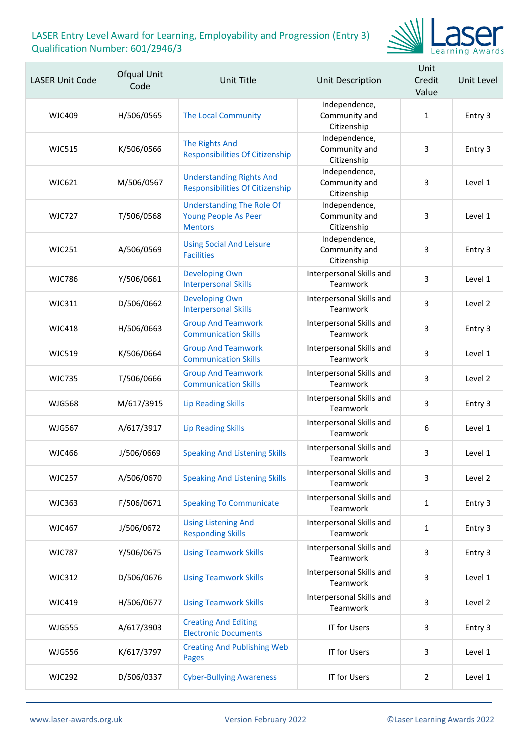# LASER Entry Level Award for Learning, Employability and Progression (Entry 3)
Qualification Number: 601/2946/3

| LASER Unit Code | Ofqual Unit Code | Unit Title | Unit Description | Unit Credit Value | Unit Level |
|---|---|---|---|---|---|
| WJC409 | H/506/0565 | The Local Community | Independence, Community and Citizenship | 1 | Entry 3 |
| WJC515 | K/506/0566 | The Rights And Responsibilities Of Citizenship | Independence, Community and Citizenship | 3 | Entry 3 |
| WJC621 | M/506/0567 | Understanding Rights And Responsibilities Of Citizenship | Independence, Community and Citizenship | 3 | Level 1 |
| WJC727 | T/506/0568 | Understanding The Role Of Young People As Peer Mentors | Independence, Community and Citizenship | 3 | Level 1 |
| WJC251 | A/506/0569 | Using Social And Leisure Facilities | Independence, Community and Citizenship | 3 | Entry 3 |
| WJC786 | Y/506/0661 | Developing Own Interpersonal Skills | Interpersonal Skills and Teamwork | 3 | Level 1 |
| WJC311 | D/506/0662 | Developing Own Interpersonal Skills | Interpersonal Skills and Teamwork | 3 | Level 2 |
| WJC418 | H/506/0663 | Group And Teamwork Communication Skills | Interpersonal Skills and Teamwork | 3 | Entry 3 |
| WJC519 | K/506/0664 | Group And Teamwork Communication Skills | Interpersonal Skills and Teamwork | 3 | Level 1 |
| WJC735 | T/506/0666 | Group And Teamwork Communication Skills | Interpersonal Skills and Teamwork | 3 | Level 2 |
| WJG568 | M/617/3915 | Lip Reading Skills | Interpersonal Skills and Teamwork | 3 | Entry 3 |
| WJG567 | A/617/3917 | Lip Reading Skills | Interpersonal Skills and Teamwork | 6 | Level 1 |
| WJC466 | J/506/0669 | Speaking And Listening Skills | Interpersonal Skills and Teamwork | 3 | Level 1 |
| WJC257 | A/506/0670 | Speaking And Listening Skills | Interpersonal Skills and Teamwork | 3 | Level 2 |
| WJC363 | F/506/0671 | Speaking To Communicate | Interpersonal Skills and Teamwork | 1 | Entry 3 |
| WJC467 | J/506/0672 | Using Listening And Responding Skills | Interpersonal Skills and Teamwork | 1 | Entry 3 |
| WJC787 | Y/506/0675 | Using Teamwork Skills | Interpersonal Skills and Teamwork | 3 | Entry 3 |
| WJC312 | D/506/0676 | Using Teamwork Skills | Interpersonal Skills and Teamwork | 3 | Level 1 |
| WJC419 | H/506/0677 | Using Teamwork Skills | Interpersonal Skills and Teamwork | 3 | Level 2 |
| WJG555 | A/617/3903 | Creating And Editing Electronic Documents | IT for Users | 3 | Entry 3 |
| WJG556 | K/617/3797 | Creating And Publishing Web Pages | IT for Users | 3 | Level 1 |
| WJC292 | D/506/0337 | Cyber-Bullying Awareness | IT for Users | 2 | Level 1 |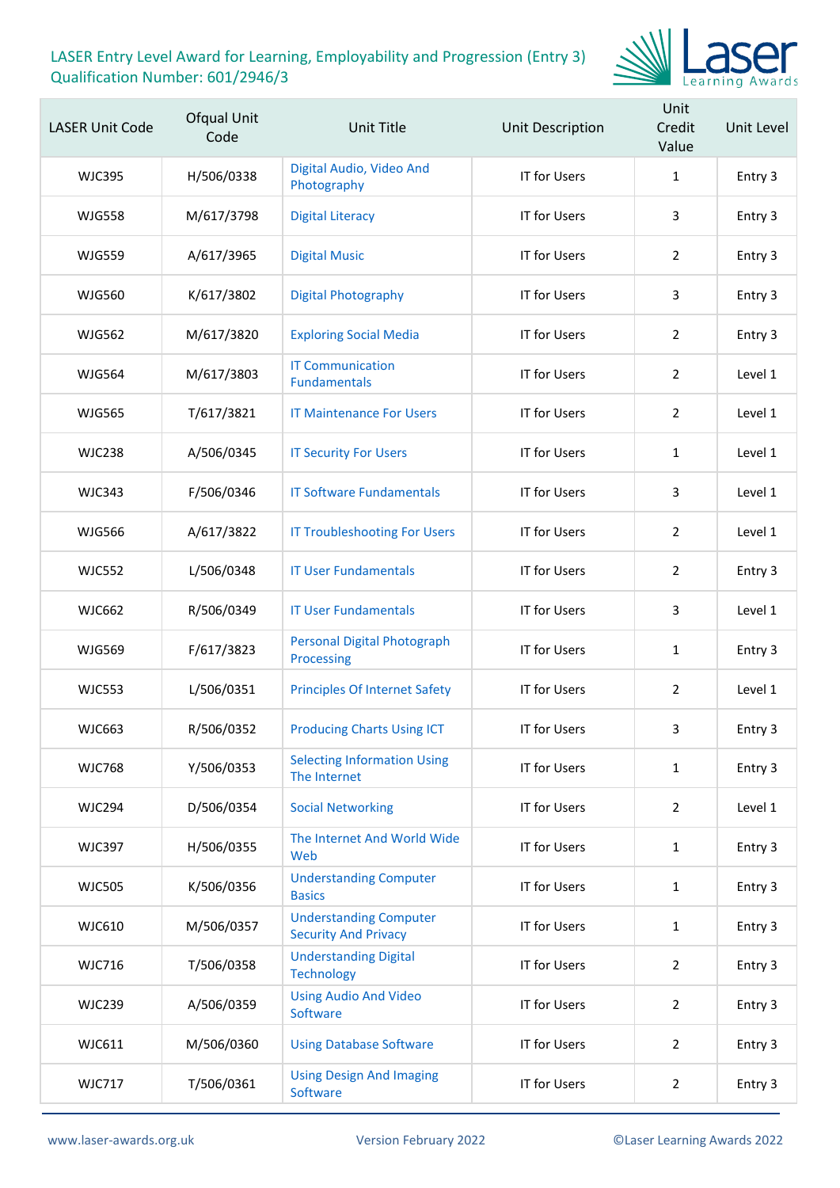LASER Entry Level Award for Learning, Employability and Progression (Entry 3)
Qualification Number: 601/2946/3

| LASER Unit Code | Ofqual Unit Code | Unit Title | Unit Description | Unit Credit Value | Unit Level |
|---|---|---|---|---|---|
| WJC395 | H/506/0338 | Digital Audio, Video And Photography | IT for Users | 1 | Entry 3 |
| WJG558 | M/617/3798 | Digital Literacy | IT for Users | 3 | Entry 3 |
| WJG559 | A/617/3965 | Digital Music | IT for Users | 2 | Entry 3 |
| WJG560 | K/617/3802 | Digital Photography | IT for Users | 3 | Entry 3 |
| WJG562 | M/617/3820 | Exploring Social Media | IT for Users | 2 | Entry 3 |
| WJG564 | M/617/3803 | IT Communication Fundamentals | IT for Users | 2 | Level 1 |
| WJG565 | T/617/3821 | IT Maintenance For Users | IT for Users | 2 | Level 1 |
| WJC238 | A/506/0345 | IT Security For Users | IT for Users | 1 | Level 1 |
| WJC343 | F/506/0346 | IT Software Fundamentals | IT for Users | 3 | Level 1 |
| WJG566 | A/617/3822 | IT Troubleshooting For Users | IT for Users | 2 | Level 1 |
| WJC552 | L/506/0348 | IT User Fundamentals | IT for Users | 2 | Entry 3 |
| WJC662 | R/506/0349 | IT User Fundamentals | IT for Users | 3 | Level 1 |
| WJG569 | F/617/3823 | Personal Digital Photograph Processing | IT for Users | 1 | Entry 3 |
| WJC553 | L/506/0351 | Principles Of Internet Safety | IT for Users | 2 | Level 1 |
| WJC663 | R/506/0352 | Producing Charts Using ICT | IT for Users | 3 | Entry 3 |
| WJC768 | Y/506/0353 | Selecting Information Using The Internet | IT for Users | 1 | Entry 3 |
| WJC294 | D/506/0354 | Social Networking | IT for Users | 2 | Level 1 |
| WJC397 | H/506/0355 | The Internet And World Wide Web | IT for Users | 1 | Entry 3 |
| WJC505 | K/506/0356 | Understanding Computer Basics | IT for Users | 1 | Entry 3 |
| WJC610 | M/506/0357 | Understanding Computer Security And Privacy | IT for Users | 1 | Entry 3 |
| WJC716 | T/506/0358 | Understanding Digital Technology | IT for Users | 2 | Entry 3 |
| WJC239 | A/506/0359 | Using Audio And Video Software | IT for Users | 2 | Entry 3 |
| WJC611 | M/506/0360 | Using Database Software | IT for Users | 2 | Entry 3 |
| WJC717 | T/506/0361 | Using Design And Imaging Software | IT for Users | 2 | Entry 3 |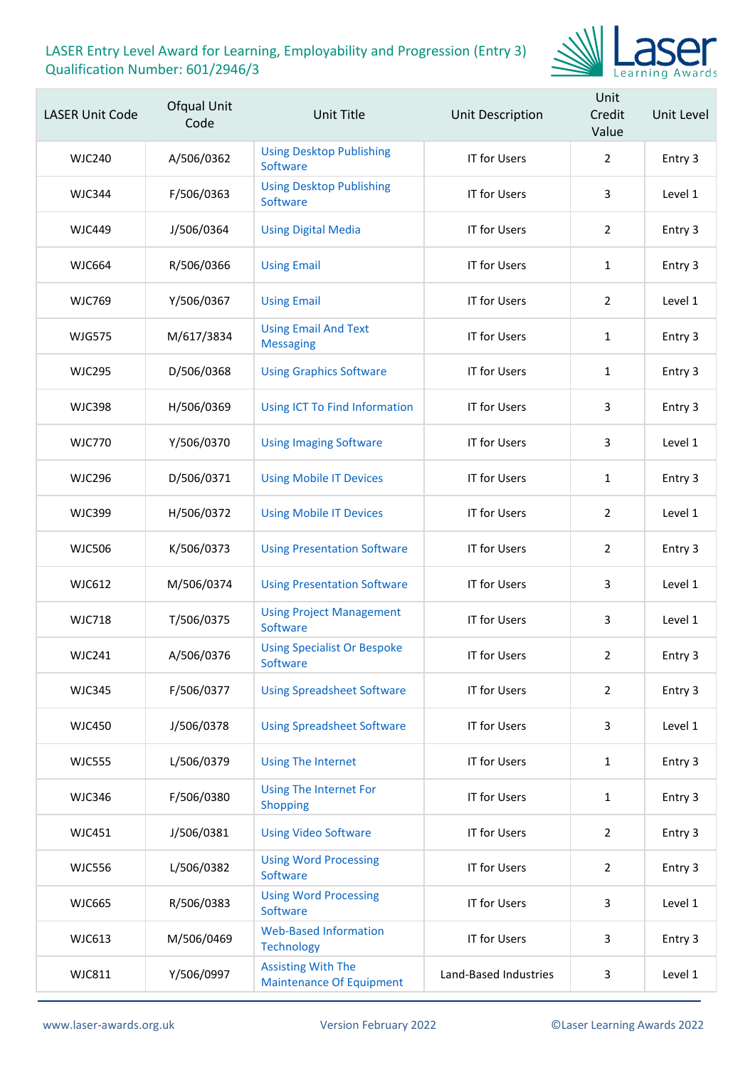LASER Entry Level Award for Learning, Employability and Progression (Entry 3)
Qualification Number: 601/2946/3

| LASER Unit Code | Ofqual Unit Code | Unit Title | Unit Description | Unit Credit Value | Unit Level |
|---|---|---|---|---|---|
| WJC240 | A/506/0362 | Using Desktop Publishing Software | IT for Users | 2 | Entry 3 |
| WJC344 | F/506/0363 | Using Desktop Publishing Software | IT for Users | 3 | Level 1 |
| WJC449 | J/506/0364 | Using Digital Media | IT for Users | 2 | Entry 3 |
| WJC664 | R/506/0366 | Using Email | IT for Users | 1 | Entry 3 |
| WJC769 | Y/506/0367 | Using Email | IT for Users | 2 | Level 1 |
| WJG575 | M/617/3834 | Using Email And Text Messaging | IT for Users | 1 | Entry 3 |
| WJC295 | D/506/0368 | Using Graphics Software | IT for Users | 1 | Entry 3 |
| WJC398 | H/506/0369 | Using ICT To Find Information | IT for Users | 3 | Entry 3 |
| WJC770 | Y/506/0370 | Using Imaging Software | IT for Users | 3 | Level 1 |
| WJC296 | D/506/0371 | Using Mobile IT Devices | IT for Users | 1 | Entry 3 |
| WJC399 | H/506/0372 | Using Mobile IT Devices | IT for Users | 2 | Level 1 |
| WJC506 | K/506/0373 | Using Presentation Software | IT for Users | 2 | Entry 3 |
| WJC612 | M/506/0374 | Using Presentation Software | IT for Users | 3 | Level 1 |
| WJC718 | T/506/0375 | Using Project Management Software | IT for Users | 3 | Level 1 |
| WJC241 | A/506/0376 | Using Specialist Or Bespoke Software | IT for Users | 2 | Entry 3 |
| WJC345 | F/506/0377 | Using Spreadsheet Software | IT for Users | 2 | Entry 3 |
| WJC450 | J/506/0378 | Using Spreadsheet Software | IT for Users | 3 | Level 1 |
| WJC555 | L/506/0379 | Using The Internet | IT for Users | 1 | Entry 3 |
| WJC346 | F/506/0380 | Using The Internet For Shopping | IT for Users | 1 | Entry 3 |
| WJC451 | J/506/0381 | Using Video Software | IT for Users | 2 | Entry 3 |
| WJC556 | L/506/0382 | Using Word Processing Software | IT for Users | 2 | Entry 3 |
| WJC665 | R/506/0383 | Using Word Processing Software | IT for Users | 3 | Level 1 |
| WJC613 | M/506/0469 | Web-Based Information Technology | IT for Users | 3 | Entry 3 |
| WJC811 | Y/506/0997 | Assisting With The Maintenance Of Equipment | Land-Based Industries | 3 | Level 1 |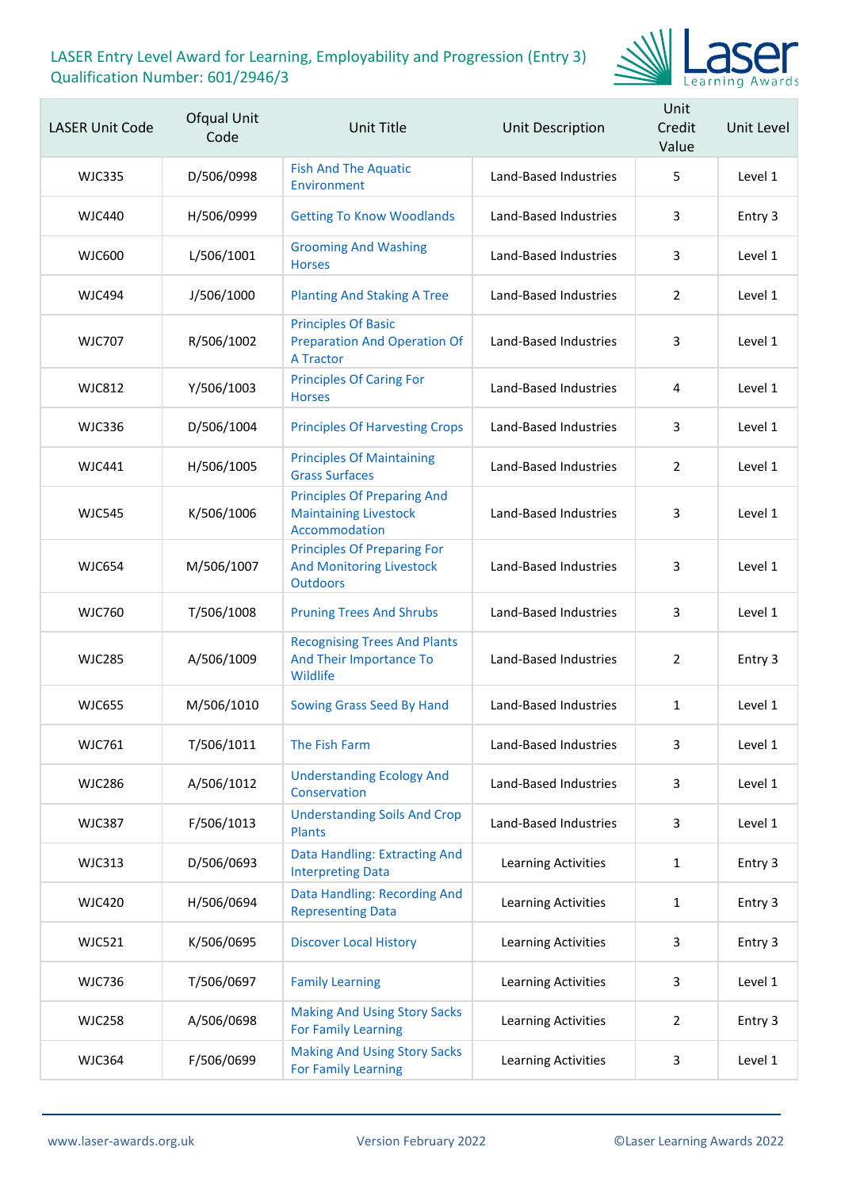LASER Entry Level Award for Learning, Employability and Progression (Entry 3)
Qualification Number: 601/2946/3

| LASER Unit Code | Ofqual Unit Code | Unit Title | Unit Description | Unit Credit Value | Unit Level |
|---|---|---|---|---|---|
| WJC335 | D/506/0998 | Fish And The Aquatic Environment | Land-Based Industries | 5 | Level 1 |
| WJC440 | H/506/0999 | Getting To Know Woodlands | Land-Based Industries | 3 | Entry 3 |
| WJC600 | L/506/1001 | Grooming And Washing Horses | Land-Based Industries | 3 | Level 1 |
| WJC494 | J/506/1000 | Planting And Staking A Tree | Land-Based Industries | 2 | Level 1 |
| WJC707 | R/506/1002 | Principles Of Basic Preparation And Operation Of A Tractor | Land-Based Industries | 3 | Level 1 |
| WJC812 | Y/506/1003 | Principles Of Caring For Horses | Land-Based Industries | 4 | Level 1 |
| WJC336 | D/506/1004 | Principles Of Harvesting Crops | Land-Based Industries | 3 | Level 1 |
| WJC441 | H/506/1005 | Principles Of Maintaining Grass Surfaces | Land-Based Industries | 2 | Level 1 |
| WJC545 | K/506/1006 | Principles Of Preparing And Maintaining Livestock Accommodation | Land-Based Industries | 3 | Level 1 |
| WJC654 | M/506/1007 | Principles Of Preparing For And Monitoring Livestock Outdoors | Land-Based Industries | 3 | Level 1 |
| WJC760 | T/506/1008 | Pruning Trees And Shrubs | Land-Based Industries | 3 | Level 1 |
| WJC285 | A/506/1009 | Recognising Trees And Plants And Their Importance To Wildlife | Land-Based Industries | 2 | Entry 3 |
| WJC655 | M/506/1010 | Sowing Grass Seed By Hand | Land-Based Industries | 1 | Level 1 |
| WJC761 | T/506/1011 | The Fish Farm | Land-Based Industries | 3 | Level 1 |
| WJC286 | A/506/1012 | Understanding Ecology And Conservation | Land-Based Industries | 3 | Level 1 |
| WJC387 | F/506/1013 | Understanding Soils And Crop Plants | Land-Based Industries | 3 | Level 1 |
| WJC313 | D/506/0693 | Data Handling: Extracting And Interpreting Data | Learning Activities | 1 | Entry 3 |
| WJC420 | H/506/0694 | Data Handling: Recording And Representing Data | Learning Activities | 1 | Entry 3 |
| WJC521 | K/506/0695 | Discover Local History | Learning Activities | 3 | Entry 3 |
| WJC736 | T/506/0697 | Family Learning | Learning Activities | 3 | Level 1 |
| WJC258 | A/506/0698 | Making And Using Story Sacks For Family Learning | Learning Activities | 2 | Entry 3 |
| WJC364 | F/506/0699 | Making And Using Story Sacks For Family Learning | Learning Activities | 3 | Level 1 |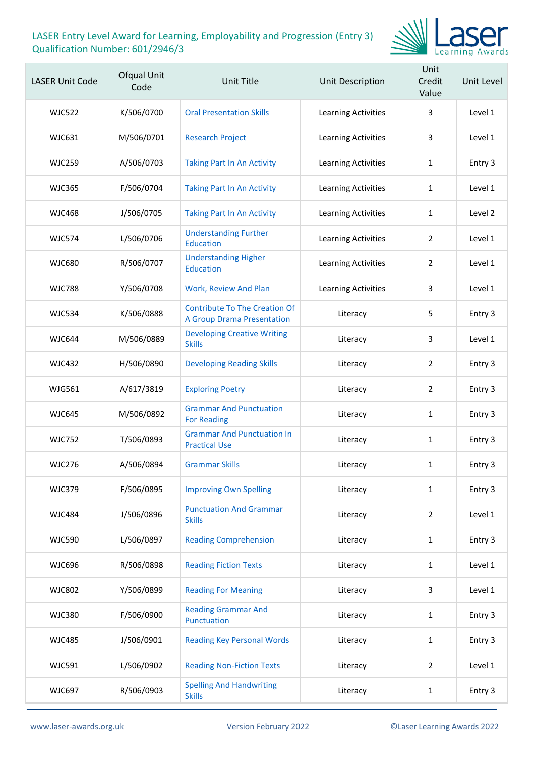# LASER Entry Level Award for Learning, Employability and Progression (Entry 3)
Qualification Number: 601/2946/3

| LASER Unit Code | Ofqual Unit Code | Unit Title | Unit Description | Unit Credit Value | Unit Level |
|---|---|---|---|---|---|
| WJC522 | K/506/0700 | Oral Presentation Skills | Learning Activities | 3 | Level 1 |
| WJC631 | M/506/0701 | Research Project | Learning Activities | 3 | Level 1 |
| WJC259 | A/506/0703 | Taking Part In An Activity | Learning Activities | 1 | Entry 3 |
| WJC365 | F/506/0704 | Taking Part In An Activity | Learning Activities | 1 | Level 1 |
| WJC468 | J/506/0705 | Taking Part In An Activity | Learning Activities | 1 | Level 2 |
| WJC574 | L/506/0706 | Understanding Further Education | Learning Activities | 2 | Level 1 |
| WJC680 | R/506/0707 | Understanding Higher Education | Learning Activities | 2 | Level 1 |
| WJC788 | Y/506/0708 | Work, Review And Plan | Learning Activities | 3 | Level 1 |
| WJC534 | K/506/0888 | Contribute To The Creation Of A Group Drama Presentation | Literacy | 5 | Entry 3 |
| WJC644 | M/506/0889 | Developing Creative Writing Skills | Literacy | 3 | Level 1 |
| WJC432 | H/506/0890 | Developing Reading Skills | Literacy | 2 | Entry 3 |
| WJG561 | A/617/3819 | Exploring Poetry | Literacy | 2 | Entry 3 |
| WJC645 | M/506/0892 | Grammar And Punctuation For Reading | Literacy | 1 | Entry 3 |
| WJC752 | T/506/0893 | Grammar And Punctuation In Practical Use | Literacy | 1 | Entry 3 |
| WJC276 | A/506/0894 | Grammar Skills | Literacy | 1 | Entry 3 |
| WJC379 | F/506/0895 | Improving Own Spelling | Literacy | 1 | Entry 3 |
| WJC484 | J/506/0896 | Punctuation And Grammar Skills | Literacy | 2 | Level 1 |
| WJC590 | L/506/0897 | Reading Comprehension | Literacy | 1 | Entry 3 |
| WJC696 | R/506/0898 | Reading Fiction Texts | Literacy | 1 | Level 1 |
| WJC802 | Y/506/0899 | Reading For Meaning | Literacy | 3 | Level 1 |
| WJC380 | F/506/0900 | Reading Grammar And Punctuation | Literacy | 1 | Entry 3 |
| WJC485 | J/506/0901 | Reading Key Personal Words | Literacy | 1 | Entry 3 |
| WJC591 | L/506/0902 | Reading Non-Fiction Texts | Literacy | 2 | Level 1 |
| WJC697 | R/506/0903 | Spelling And Handwriting Skills | Literacy | 1 | Entry 3 |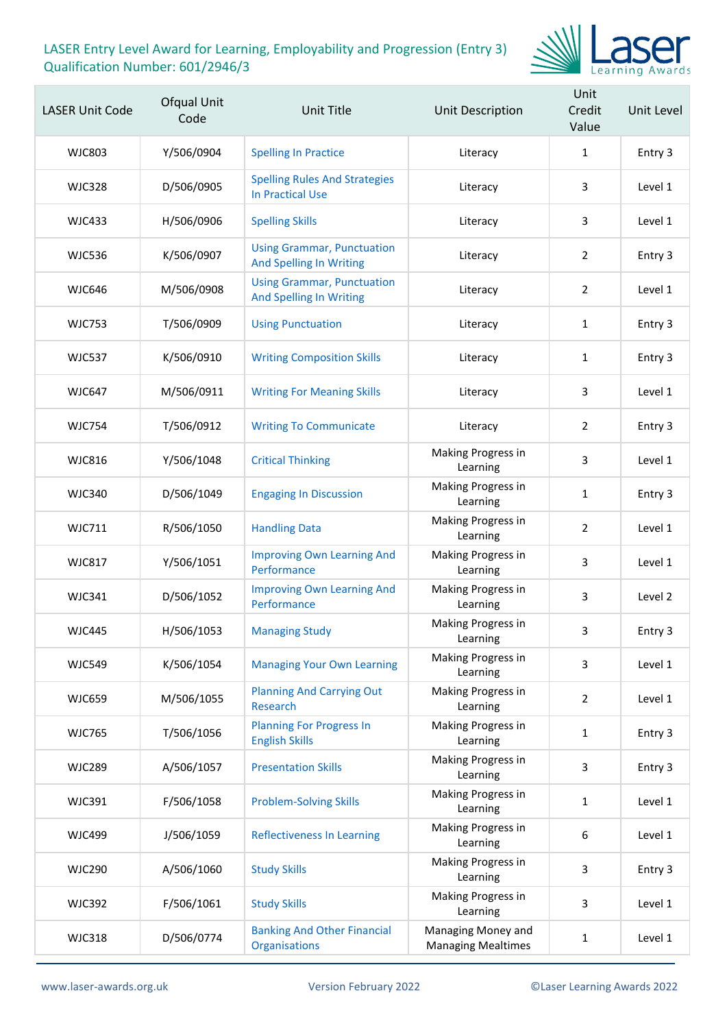LASER Entry Level Award for Learning, Employability and Progression (Entry 3)
Qualification Number: 601/2946/3

| LASER Unit Code | Ofqual Unit Code | Unit Title | Unit Description | Unit Credit Value | Unit Level |
| --- | --- | --- | --- | --- | --- |
| WJC803 | Y/506/0904 | Spelling In Practice | Literacy | 1 | Entry 3 |
| WJC328 | D/506/0905 | Spelling Rules And Strategies In Practical Use | Literacy | 3 | Level 1 |
| WJC433 | H/506/0906 | Spelling Skills | Literacy | 3 | Level 1 |
| WJC536 | K/506/0907 | Using Grammar, Punctuation And Spelling In Writing | Literacy | 2 | Entry 3 |
| WJC646 | M/506/0908 | Using Grammar, Punctuation And Spelling In Writing | Literacy | 2 | Level 1 |
| WJC753 | T/506/0909 | Using Punctuation | Literacy | 1 | Entry 3 |
| WJC537 | K/506/0910 | Writing Composition Skills | Literacy | 1 | Entry 3 |
| WJC647 | M/506/0911 | Writing For Meaning Skills | Literacy | 3 | Level 1 |
| WJC754 | T/506/0912 | Writing To Communicate | Literacy | 2 | Entry 3 |
| WJC816 | Y/506/1048 | Critical Thinking | Making Progress in Learning | 3 | Level 1 |
| WJC340 | D/506/1049 | Engaging In Discussion | Making Progress in Learning | 1 | Entry 3 |
| WJC711 | R/506/1050 | Handling Data | Making Progress in Learning | 2 | Level 1 |
| WJC817 | Y/506/1051 | Improving Own Learning And Performance | Making Progress in Learning | 3 | Level 1 |
| WJC341 | D/506/1052 | Improving Own Learning And Performance | Making Progress in Learning | 3 | Level 2 |
| WJC445 | H/506/1053 | Managing Study | Making Progress in Learning | 3 | Entry 3 |
| WJC549 | K/506/1054 | Managing Your Own Learning | Making Progress in Learning | 3 | Level 1 |
| WJC659 | M/506/1055 | Planning And Carrying Out Research | Making Progress in Learning | 2 | Level 1 |
| WJC765 | T/506/1056 | Planning For Progress In English Skills | Making Progress in Learning | 1 | Entry 3 |
| WJC289 | A/506/1057 | Presentation Skills | Making Progress in Learning | 3 | Entry 3 |
| WJC391 | F/506/1058 | Problem-Solving Skills | Making Progress in Learning | 1 | Level 1 |
| WJC499 | J/506/1059 | Reflectiveness In Learning | Making Progress in Learning | 6 | Level 1 |
| WJC290 | A/506/1060 | Study Skills | Making Progress in Learning | 3 | Entry 3 |
| WJC392 | F/506/1061 | Study Skills | Making Progress in Learning | 3 | Level 1 |
| WJC318 | D/506/0774 | Banking And Other Financial Organisations | Managing Money and Managing Mealtimes | 1 | Level 1 |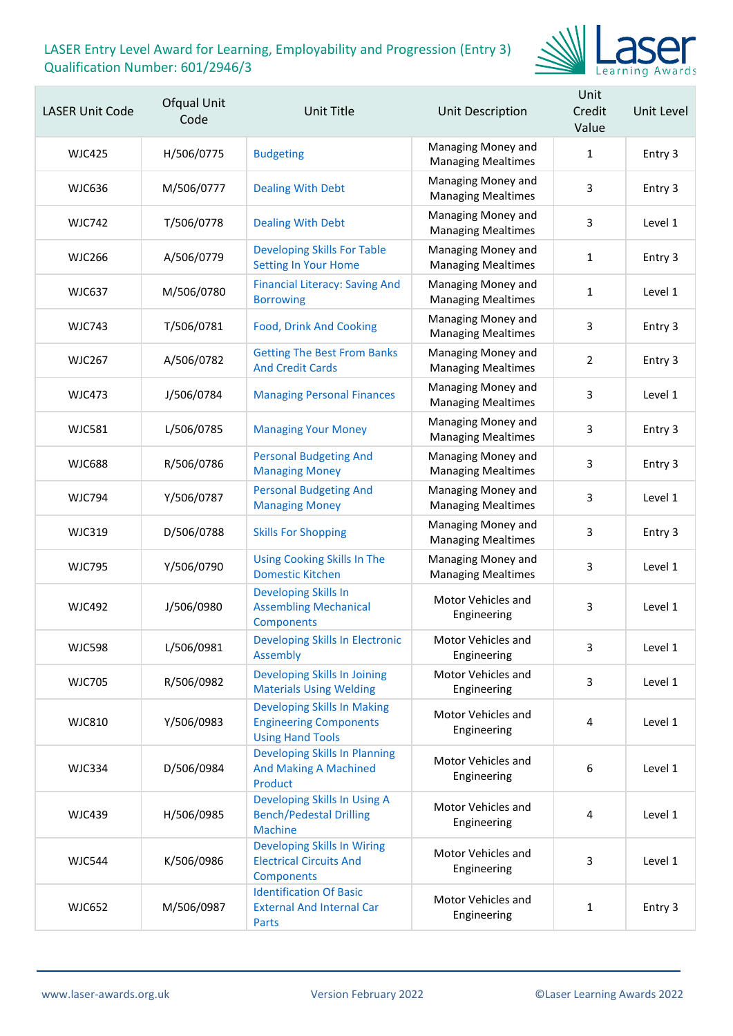LASER Entry Level Award for Learning, Employability and Progression (Entry 3)
Qualification Number: 601/2946/3

| LASER Unit Code | Ofqual Unit Code | Unit Title | Unit Description | Unit Credit Value | Unit Level |
|---|---|---|---|---|---|
| WJC425 | H/506/0775 | Budgeting | Managing Money and Managing Mealtimes | 1 | Entry 3 |
| WJC636 | M/506/0777 | Dealing With Debt | Managing Money and Managing Mealtimes | 3 | Entry 3 |
| WJC742 | T/506/0778 | Dealing With Debt | Managing Money and Managing Mealtimes | 3 | Level 1 |
| WJC266 | A/506/0779 | Developing Skills For Table Setting In Your Home | Managing Money and Managing Mealtimes | 1 | Entry 3 |
| WJC637 | M/506/0780 | Financial Literacy: Saving And Borrowing | Managing Money and Managing Mealtimes | 1 | Level 1 |
| WJC743 | T/506/0781 | Food, Drink And Cooking | Managing Money and Managing Mealtimes | 3 | Entry 3 |
| WJC267 | A/506/0782 | Getting The Best From Banks And Credit Cards | Managing Money and Managing Mealtimes | 2 | Entry 3 |
| WJC473 | J/506/0784 | Managing Personal Finances | Managing Money and Managing Mealtimes | 3 | Level 1 |
| WJC581 | L/506/0785 | Managing Your Money | Managing Money and Managing Mealtimes | 3 | Entry 3 |
| WJC688 | R/506/0786 | Personal Budgeting And Managing Money | Managing Money and Managing Mealtimes | 3 | Entry 3 |
| WJC794 | Y/506/0787 | Personal Budgeting And Managing Money | Managing Money and Managing Mealtimes | 3 | Level 1 |
| WJC319 | D/506/0788 | Skills For Shopping | Managing Money and Managing Mealtimes | 3 | Entry 3 |
| WJC795 | Y/506/0790 | Using Cooking Skills In The Domestic Kitchen | Managing Money and Managing Mealtimes | 3 | Level 1 |
| WJC492 | J/506/0980 | Developing Skills In Assembling Mechanical Components | Motor Vehicles and Engineering | 3 | Level 1 |
| WJC598 | L/506/0981 | Developing Skills In Electronic Assembly | Motor Vehicles and Engineering | 3 | Level 1 |
| WJC705 | R/506/0982 | Developing Skills In Joining Materials Using Welding | Motor Vehicles and Engineering | 3 | Level 1 |
| WJC810 | Y/506/0983 | Developing Skills In Making Engineering Components Using Hand Tools | Motor Vehicles and Engineering | 4 | Level 1 |
| WJC334 | D/506/0984 | Developing Skills In Planning And Making A Machined Product | Motor Vehicles and Engineering | 6 | Level 1 |
| WJC439 | H/506/0985 | Developing Skills In Using A Bench/Pedestal Drilling Machine | Motor Vehicles and Engineering | 4 | Level 1 |
| WJC544 | K/506/0986 | Developing Skills In Wiring Electrical Circuits And Components | Motor Vehicles and Engineering | 3 | Level 1 |
| WJC652 | M/506/0987 | Identification Of Basic External And Internal Car Parts | Motor Vehicles and Engineering | 1 | Entry 3 |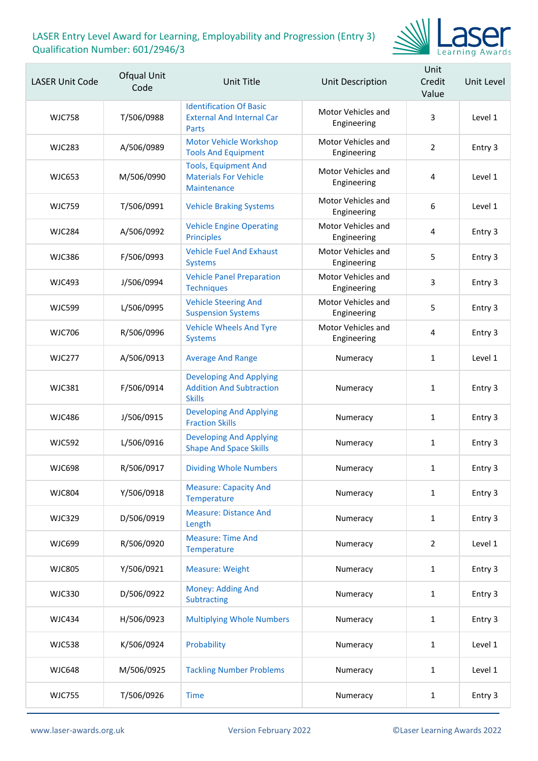LASER Entry Level Award for Learning, Employability and Progression (Entry 3)
Qualification Number: 601/2946/3

| LASER Unit Code | Ofqual Unit Code | Unit Title | Unit Description | Unit Credit Value | Unit Level |
|---|---|---|---|---|---|
| WJC758 | T/506/0988 | Identification Of Basic External And Internal Car Parts | Motor Vehicles and Engineering | 3 | Level 1 |
| WJC283 | A/506/0989 | Motor Vehicle Workshop Tools And Equipment | Motor Vehicles and Engineering | 2 | Entry 3 |
| WJC653 | M/506/0990 | Tools, Equipment And Materials For Vehicle Maintenance | Motor Vehicles and Engineering | 4 | Level 1 |
| WJC759 | T/506/0991 | Vehicle Braking Systems | Motor Vehicles and Engineering | 6 | Level 1 |
| WJC284 | A/506/0992 | Vehicle Engine Operating Principles | Motor Vehicles and Engineering | 4 | Entry 3 |
| WJC386 | F/506/0993 | Vehicle Fuel And Exhaust Systems | Motor Vehicles and Engineering | 5 | Entry 3 |
| WJC493 | J/506/0994 | Vehicle Panel Preparation Techniques | Motor Vehicles and Engineering | 3 | Entry 3 |
| WJC599 | L/506/0995 | Vehicle Steering And Suspension Systems | Motor Vehicles and Engineering | 5 | Entry 3 |
| WJC706 | R/506/0996 | Vehicle Wheels And Tyre Systems | Motor Vehicles and Engineering | 4 | Entry 3 |
| WJC277 | A/506/0913 | Average And Range | Numeracy | 1 | Level 1 |
| WJC381 | F/506/0914 | Developing And Applying Addition And Subtraction Skills | Numeracy | 1 | Entry 3 |
| WJC486 | J/506/0915 | Developing And Applying Fraction Skills | Numeracy | 1 | Entry 3 |
| WJC592 | L/506/0916 | Developing And Applying Shape And Space Skills | Numeracy | 1 | Entry 3 |
| WJC698 | R/506/0917 | Dividing Whole Numbers | Numeracy | 1 | Entry 3 |
| WJC804 | Y/506/0918 | Measure: Capacity And Temperature | Numeracy | 1 | Entry 3 |
| WJC329 | D/506/0919 | Measure: Distance And Length | Numeracy | 1 | Entry 3 |
| WJC699 | R/506/0920 | Measure: Time And Temperature | Numeracy | 2 | Level 1 |
| WJC805 | Y/506/0921 | Measure: Weight | Numeracy | 1 | Entry 3 |
| WJC330 | D/506/0922 | Money: Adding And Subtracting | Numeracy | 1 | Entry 3 |
| WJC434 | H/506/0923 | Multiplying Whole Numbers | Numeracy | 1 | Entry 3 |
| WJC538 | K/506/0924 | Probability | Numeracy | 1 | Level 1 |
| WJC648 | M/506/0925 | Tackling Number Problems | Numeracy | 1 | Level 1 |
| WJC755 | T/506/0926 | Time | Numeracy | 1 | Entry 3 |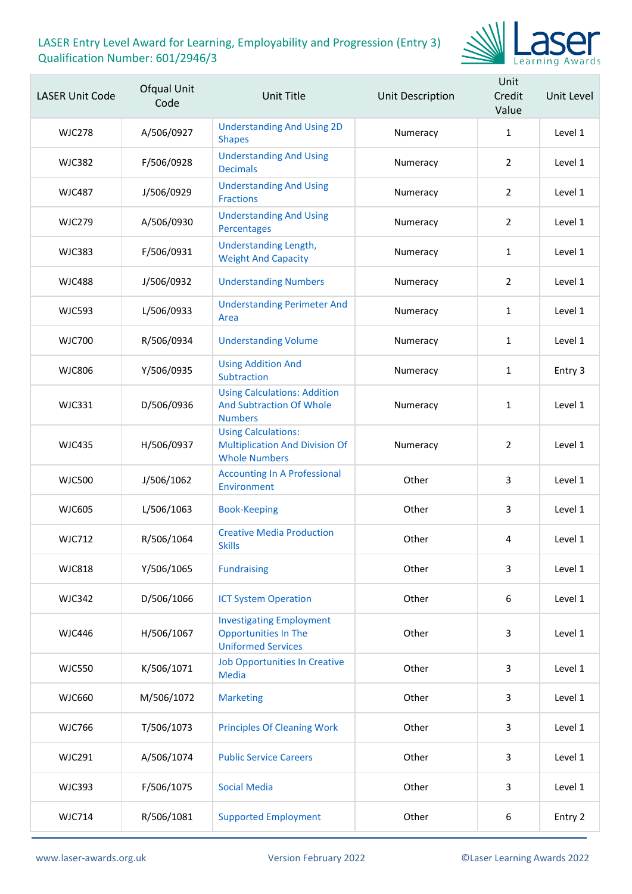LASER Entry Level Award for Learning, Employability and Progression (Entry 3)
Qualification Number: 601/2946/3

| LASER Unit Code | Ofqual Unit Code | Unit Title | Unit Description | Unit Credit Value | Unit Level |
|---|---|---|---|---|---|
| WJC278 | A/506/0927 | Understanding And Using 2D Shapes | Numeracy | 1 | Level 1 |
| WJC382 | F/506/0928 | Understanding And Using Decimals | Numeracy | 2 | Level 1 |
| WJC487 | J/506/0929 | Understanding And Using Fractions | Numeracy | 2 | Level 1 |
| WJC279 | A/506/0930 | Understanding And Using Percentages | Numeracy | 2 | Level 1 |
| WJC383 | F/506/0931 | Understanding Length, Weight And Capacity | Numeracy | 1 | Level 1 |
| WJC488 | J/506/0932 | Understanding Numbers | Numeracy | 2 | Level 1 |
| WJC593 | L/506/0933 | Understanding Perimeter And Area | Numeracy | 1 | Level 1 |
| WJC700 | R/506/0934 | Understanding Volume | Numeracy | 1 | Level 1 |
| WJC806 | Y/506/0935 | Using Addition And Subtraction | Numeracy | 1 | Entry 3 |
| WJC331 | D/506/0936 | Using Calculations: Addition And Subtraction Of Whole Numbers | Numeracy | 1 | Level 1 |
| WJC435 | H/506/0937 | Using Calculations: Multiplication And Division Of Whole Numbers | Numeracy | 2 | Level 1 |
| WJC500 | J/506/1062 | Accounting In A Professional Environment | Other | 3 | Level 1 |
| WJC605 | L/506/1063 | Book-Keeping | Other | 3 | Level 1 |
| WJC712 | R/506/1064 | Creative Media Production Skills | Other | 4 | Level 1 |
| WJC818 | Y/506/1065 | Fundraising | Other | 3 | Level 1 |
| WJC342 | D/506/1066 | ICT System Operation | Other | 6 | Level 1 |
| WJC446 | H/506/1067 | Investigating Employment Opportunities In The Uniformed Services | Other | 3 | Level 1 |
| WJC550 | K/506/1071 | Job Opportunities In Creative Media | Other | 3 | Level 1 |
| WJC660 | M/506/1072 | Marketing | Other | 3 | Level 1 |
| WJC766 | T/506/1073 | Principles Of Cleaning Work | Other | 3 | Level 1 |
| WJC291 | A/506/1074 | Public Service Careers | Other | 3 | Level 1 |
| WJC393 | F/506/1075 | Social Media | Other | 3 | Level 1 |
| WJC714 | R/506/1081 | Supported Employment | Other | 6 | Entry 2 |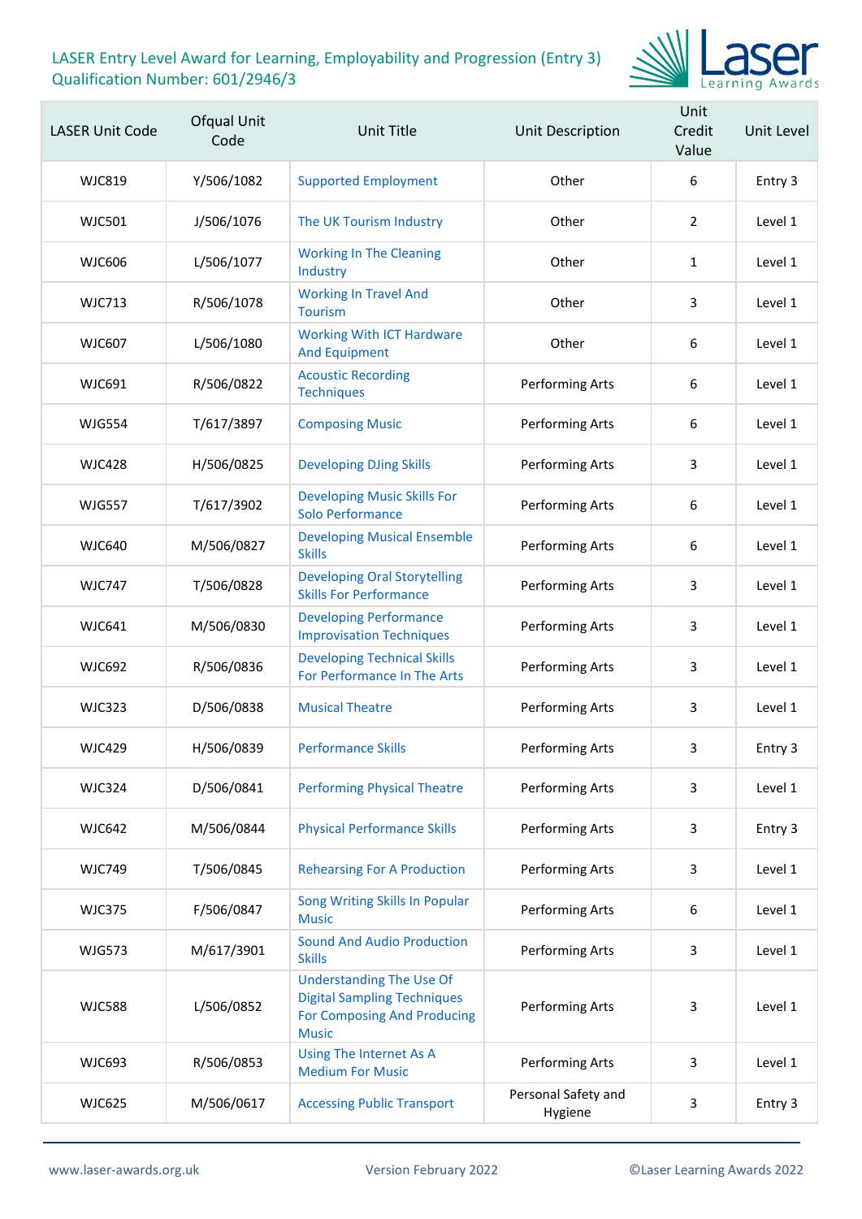LASER Entry Level Award for Learning, Employability and Progression (Entry 3)
Qualification Number: 601/2946/3

| LASER Unit Code | Ofqual Unit Code | Unit Title | Unit Description | Unit Credit Value | Unit Level |
|---|---|---|---|---|---|
| WJC819 | Y/506/1082 | Supported Employment | Other | 6 | Entry 3 |
| WJC501 | J/506/1076 | The UK Tourism Industry | Other | 2 | Level 1 |
| WJC606 | L/506/1077 | Working In The Cleaning Industry | Other | 1 | Level 1 |
| WJC713 | R/506/1078 | Working In Travel And Tourism | Other | 3 | Level 1 |
| WJC607 | L/506/1080 | Working With ICT Hardware And Equipment | Other | 6 | Level 1 |
| WJC691 | R/506/0822 | Acoustic Recording Techniques | Performing Arts | 6 | Level 1 |
| WJG554 | T/617/3897 | Composing Music | Performing Arts | 6 | Level 1 |
| WJC428 | H/506/0825 | Developing DJing Skills | Performing Arts | 3 | Level 1 |
| WJG557 | T/617/3902 | Developing Music Skills For Solo Performance | Performing Arts | 6 | Level 1 |
| WJC640 | M/506/0827 | Developing Musical Ensemble Skills | Performing Arts | 6 | Level 1 |
| WJC747 | T/506/0828 | Developing Oral Storytelling Skills For Performance | Performing Arts | 3 | Level 1 |
| WJC641 | M/506/0830 | Developing Performance Improvisation Techniques | Performing Arts | 3 | Level 1 |
| WJC692 | R/506/0836 | Developing Technical Skills For Performance In The Arts | Performing Arts | 3 | Level 1 |
| WJC323 | D/506/0838 | Musical Theatre | Performing Arts | 3 | Level 1 |
| WJC429 | H/506/0839 | Performance Skills | Performing Arts | 3 | Entry 3 |
| WJC324 | D/506/0841 | Performing Physical Theatre | Performing Arts | 3 | Level 1 |
| WJC642 | M/506/0844 | Physical Performance Skills | Performing Arts | 3 | Entry 3 |
| WJC749 | T/506/0845 | Rehearsing For A Production | Performing Arts | 3 | Level 1 |
| WJC375 | F/506/0847 | Song Writing Skills In Popular Music | Performing Arts | 6 | Level 1 |
| WJG573 | M/617/3901 | Sound And Audio Production Skills | Performing Arts | 3 | Level 1 |
| WJC588 | L/506/0852 | Understanding The Use Of Digital Sampling Techniques For Composing And Producing Music | Performing Arts | 3 | Level 1 |
| WJC693 | R/506/0853 | Using The Internet As A Medium For Music | Performing Arts | 3 | Level 1 |
| WJC625 | M/506/0617 | Accessing Public Transport | Personal Safety and Hygiene | 3 | Entry 3 |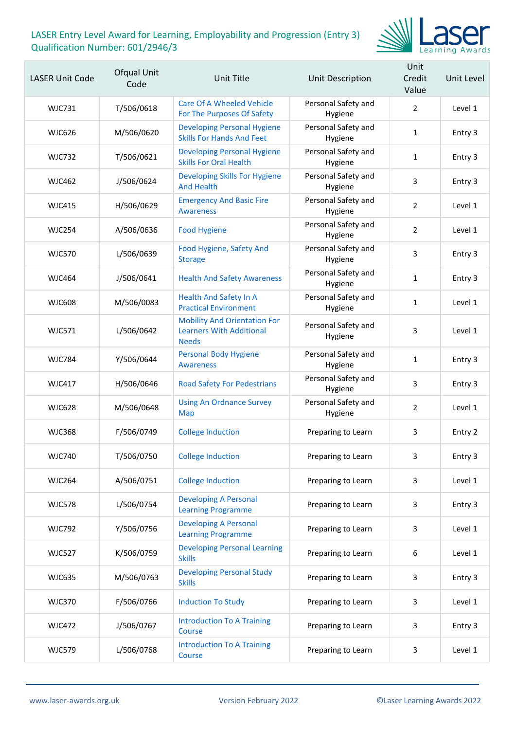LASER Entry Level Award for Learning, Employability and Progression (Entry 3)
Qualification Number: 601/2946/3

| LASER Unit Code | Ofqual Unit Code | Unit Title | Unit Description | Unit Credit Value | Unit Level |
|---|---|---|---|---|---|
| WJC731 | T/506/0618 | Care Of A Wheeled Vehicle For The Purposes Of Safety | Personal Safety and Hygiene | 2 | Level 1 |
| WJC626 | M/506/0620 | Developing Personal Hygiene Skills For Hands And Feet | Personal Safety and Hygiene | 1 | Entry 3 |
| WJC732 | T/506/0621 | Developing Personal Hygiene Skills For Oral Health | Personal Safety and Hygiene | 1 | Entry 3 |
| WJC462 | J/506/0624 | Developing Skills For Hygiene And Health | Personal Safety and Hygiene | 3 | Entry 3 |
| WJC415 | H/506/0629 | Emergency And Basic Fire Awareness | Personal Safety and Hygiene | 2 | Level 1 |
| WJC254 | A/506/0636 | Food Hygiene | Personal Safety and Hygiene | 2 | Level 1 |
| WJC570 | L/506/0639 | Food Hygiene, Safety And Storage | Personal Safety and Hygiene | 3 | Entry 3 |
| WJC464 | J/506/0641 | Health And Safety Awareness | Personal Safety and Hygiene | 1 | Entry 3 |
| WJC608 | M/506/0083 | Health And Safety In A Practical Environment | Personal Safety and Hygiene | 1 | Level 1 |
| WJC571 | L/506/0642 | Mobility And Orientation For Learners With Additional Needs | Personal Safety and Hygiene | 3 | Level 1 |
| WJC784 | Y/506/0644 | Personal Body Hygiene Awareness | Personal Safety and Hygiene | 1 | Entry 3 |
| WJC417 | H/506/0646 | Road Safety For Pedestrians | Personal Safety and Hygiene | 3 | Entry 3 |
| WJC628 | M/506/0648 | Using An Ordnance Survey Map | Personal Safety and Hygiene | 2 | Level 1 |
| WJC368 | F/506/0749 | College Induction | Preparing to Learn | 3 | Entry 2 |
| WJC740 | T/506/0750 | College Induction | Preparing to Learn | 3 | Entry 3 |
| WJC264 | A/506/0751 | College Induction | Preparing to Learn | 3 | Level 1 |
| WJC578 | L/506/0754 | Developing A Personal Learning Programme | Preparing to Learn | 3 | Entry 3 |
| WJC792 | Y/506/0756 | Developing A Personal Learning Programme | Preparing to Learn | 3 | Level 1 |
| WJC527 | K/506/0759 | Developing Personal Learning Skills | Preparing to Learn | 6 | Level 1 |
| WJC635 | M/506/0763 | Developing Personal Study Skills | Preparing to Learn | 3 | Entry 3 |
| WJC370 | F/506/0766 | Induction To Study | Preparing to Learn | 3 | Level 1 |
| WJC472 | J/506/0767 | Introduction To A Training Course | Preparing to Learn | 3 | Entry 3 |
| WJC579 | L/506/0768 | Introduction To A Training Course | Preparing to Learn | 3 | Level 1 |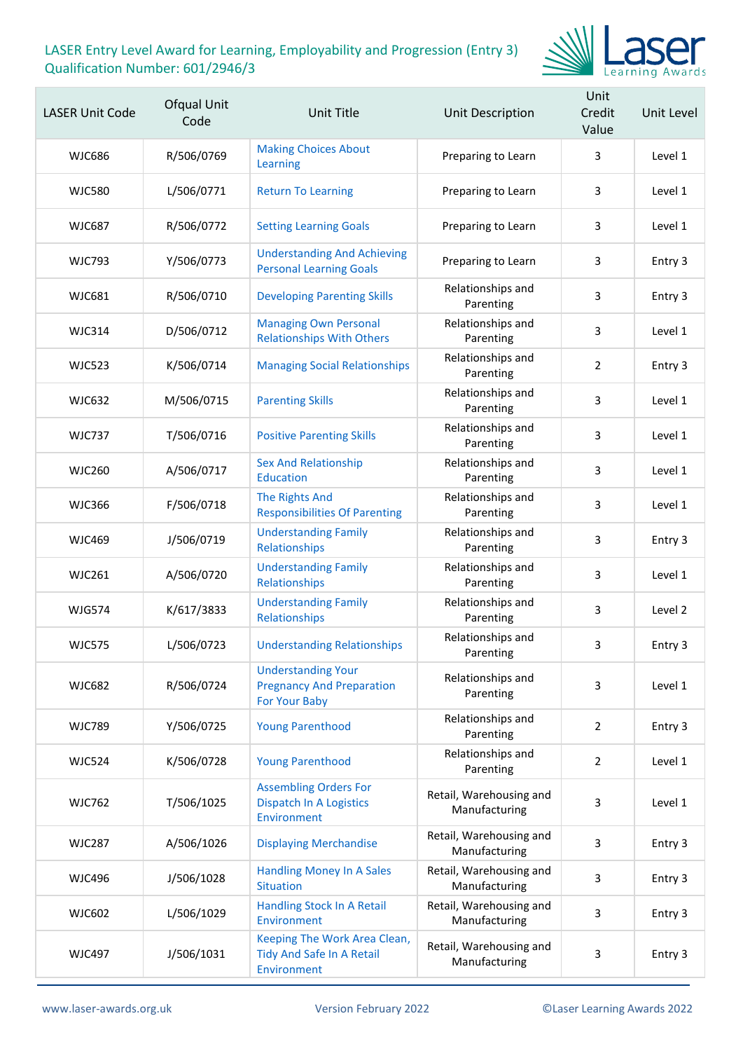# LASER Entry Level Award for Learning, Employability and Progression (Entry 3)
## Qualification Number: 601/2946/3

| LASER Unit Code | Ofqual Unit Code | Unit Title | Unit Description | Unit Credit Value | Unit Level |
|---|---|---|---|---|---|
| WJC686 | R/506/0769 | Making Choices About Learning | Preparing to Learn | 3 | Level 1 |
| WJC580 | L/506/0771 | Return To Learning | Preparing to Learn | 3 | Level 1 |
| WJC687 | R/506/0772 | Setting Learning Goals | Preparing to Learn | 3 | Level 1 |
| WJC793 | Y/506/0773 | Understanding And Achieving Personal Learning Goals | Preparing to Learn | 3 | Entry 3 |
| WJC681 | R/506/0710 | Developing Parenting Skills | Relationships and Parenting | 3 | Entry 3 |
| WJC314 | D/506/0712 | Managing Own Personal Relationships With Others | Relationships and Parenting | 3 | Level 1 |
| WJC523 | K/506/0714 | Managing Social Relationships | Relationships and Parenting | 2 | Entry 3 |
| WJC632 | M/506/0715 | Parenting Skills | Relationships and Parenting | 3 | Level 1 |
| WJC737 | T/506/0716 | Positive Parenting Skills | Relationships and Parenting | 3 | Level 1 |
| WJC260 | A/506/0717 | Sex And Relationship Education | Relationships and Parenting | 3 | Level 1 |
| WJC366 | F/506/0718 | The Rights And Responsibilities Of Parenting | Relationships and Parenting | 3 | Level 1 |
| WJC469 | J/506/0719 | Understanding Family Relationships | Relationships and Parenting | 3 | Entry 3 |
| WJC261 | A/506/0720 | Understanding Family Relationships | Relationships and Parenting | 3 | Level 1 |
| WJG574 | K/617/3833 | Understanding Family Relationships | Relationships and Parenting | 3 | Level 2 |
| WJC575 | L/506/0723 | Understanding Relationships | Relationships and Parenting | 3 | Entry 3 |
| WJC682 | R/506/0724 | Understanding Your Pregnancy And Preparation For Your Baby | Relationships and Parenting | 3 | Level 1 |
| WJC789 | Y/506/0725 | Young Parenthood | Relationships and Parenting | 2 | Entry 3 |
| WJC524 | K/506/0728 | Young Parenthood | Relationships and Parenting | 2 | Level 1 |
| WJC762 | T/506/1025 | Assembling Orders For Dispatch In A Logistics Environment | Retail, Warehousing and Manufacturing | 3 | Level 1 |
| WJC287 | A/506/1026 | Displaying Merchandise | Retail, Warehousing and Manufacturing | 3 | Entry 3 |
| WJC496 | J/506/1028 | Handling Money In A Sales Situation | Retail, Warehousing and Manufacturing | 3 | Entry 3 |
| WJC602 | L/506/1029 | Handling Stock In A Retail Environment | Retail, Warehousing and Manufacturing | 3 | Entry 3 |
| WJC497 | J/506/1031 | Keeping The Work Area Clean, Tidy And Safe In A Retail Environment | Retail, Warehousing and Manufacturing | 3 | Entry 3 |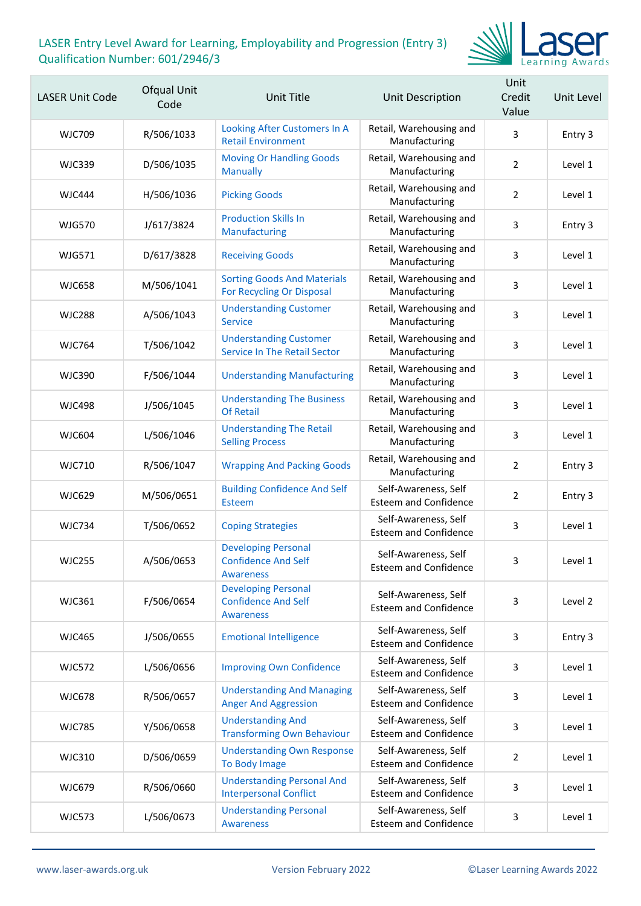# LASER Entry Level Award for Learning, Employability and Progression (Entry 3)
## Qualification Number: 601/2946/3

| LASER Unit Code | Ofqual Unit Code | Unit Title | Unit Description | Unit Credit Value | Unit Level |
|---|---|---|---|---|---|
| WJC709 | R/506/1033 | Looking After Customers In A Retail Environment | Retail, Warehousing and Manufacturing | 3 | Entry 3 |
| WJC339 | D/506/1035 | Moving Or Handling Goods Manually | Retail, Warehousing and Manufacturing | 2 | Level 1 |
| WJC444 | H/506/1036 | Picking Goods | Retail, Warehousing and Manufacturing | 2 | Level 1 |
| WJG570 | J/617/3824 | Production Skills In Manufacturing | Retail, Warehousing and Manufacturing | 3 | Entry 3 |
| WJG571 | D/617/3828 | Receiving Goods | Retail, Warehousing and Manufacturing | 3 | Level 1 |
| WJC658 | M/506/1041 | Sorting Goods And Materials For Recycling Or Disposal | Retail, Warehousing and Manufacturing | 3 | Level 1 |
| WJC288 | A/506/1043 | Understanding Customer Service | Retail, Warehousing and Manufacturing | 3 | Level 1 |
| WJC764 | T/506/1042 | Understanding Customer Service In The Retail Sector | Retail, Warehousing and Manufacturing | 3 | Level 1 |
| WJC390 | F/506/1044 | Understanding Manufacturing | Retail, Warehousing and Manufacturing | 3 | Level 1 |
| WJC498 | J/506/1045 | Understanding The Business Of Retail | Retail, Warehousing and Manufacturing | 3 | Level 1 |
| WJC604 | L/506/1046 | Understanding The Retail Selling Process | Retail, Warehousing and Manufacturing | 3 | Level 1 |
| WJC710 | R/506/1047 | Wrapping And Packing Goods | Retail, Warehousing and Manufacturing | 2 | Entry 3 |
| WJC629 | M/506/0651 | Building Confidence And Self Esteem | Self-Awareness, Self Esteem and Confidence | 2 | Entry 3 |
| WJC734 | T/506/0652 | Coping Strategies | Self-Awareness, Self Esteem and Confidence | 3 | Level 1 |
| WJC255 | A/506/0653 | Developing Personal Confidence And Self Awareness | Self-Awareness, Self Esteem and Confidence | 3 | Level 1 |
| WJC361 | F/506/0654 | Developing Personal Confidence And Self Awareness | Self-Awareness, Self Esteem and Confidence | 3 | Level 2 |
| WJC465 | J/506/0655 | Emotional Intelligence | Self-Awareness, Self Esteem and Confidence | 3 | Entry 3 |
| WJC572 | L/506/0656 | Improving Own Confidence | Self-Awareness, Self Esteem and Confidence | 3 | Level 1 |
| WJC678 | R/506/0657 | Understanding And Managing Anger And Aggression | Self-Awareness, Self Esteem and Confidence | 3 | Level 1 |
| WJC785 | Y/506/0658 | Understanding And Transforming Own Behaviour | Self-Awareness, Self Esteem and Confidence | 3 | Level 1 |
| WJC310 | D/506/0659 | Understanding Own Response To Body Image | Self-Awareness, Self Esteem and Confidence | 2 | Level 1 |
| WJC679 | R/506/0660 | Understanding Personal And Interpersonal Conflict | Self-Awareness, Self Esteem and Confidence | 3 | Level 1 |
| WJC573 | L/506/0673 | Understanding Personal Awareness | Self-Awareness, Self Esteem and Confidence | 3 | Level 1 |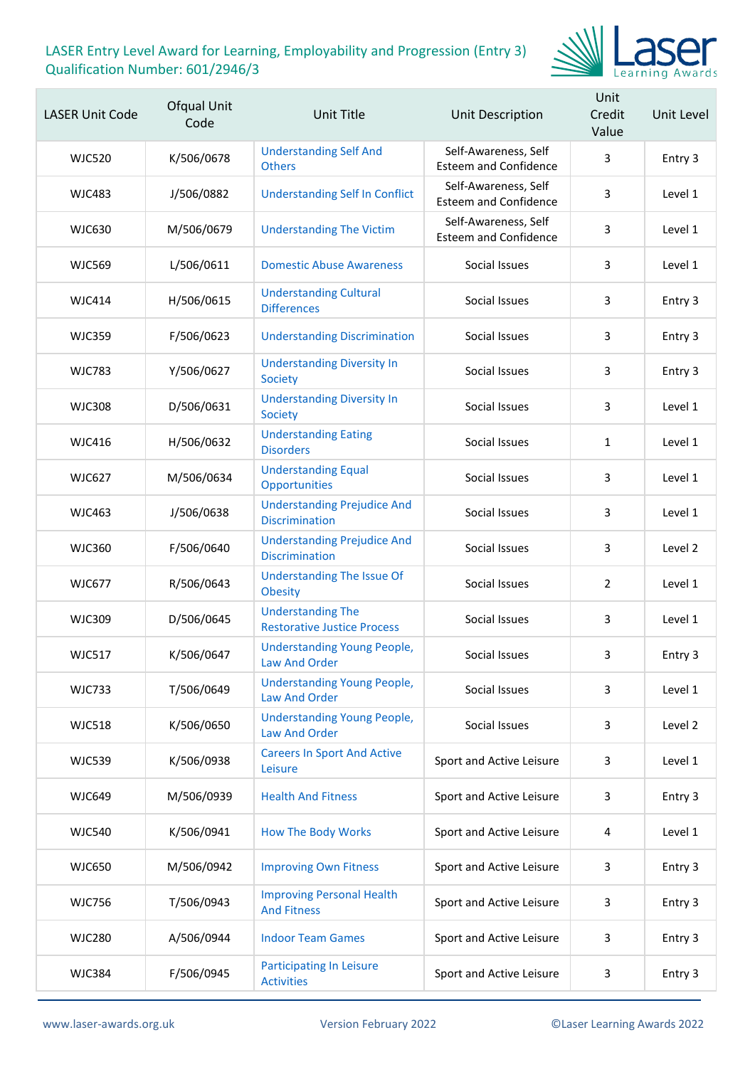LASER Entry Level Award for Learning, Employability and Progression (Entry 3)
Qualification Number: 601/2946/3

| LASER Unit Code | Ofqual Unit Code | Unit Title | Unit Description | Unit Credit Value | Unit Level |
|---|---|---|---|---|---|
| WJC520 | K/506/0678 | Understanding Self And Others | Self-Awareness, Self Esteem and Confidence | 3 | Entry 3 |
| WJC483 | J/506/0882 | Understanding Self In Conflict | Self-Awareness, Self Esteem and Confidence | 3 | Level 1 |
| WJC630 | M/506/0679 | Understanding The Victim | Self-Awareness, Self Esteem and Confidence | 3 | Level 1 |
| WJC569 | L/506/0611 | Domestic Abuse Awareness | Social Issues | 3 | Level 1 |
| WJC414 | H/506/0615 | Understanding Cultural Differences | Social Issues | 3 | Entry 3 |
| WJC359 | F/506/0623 | Understanding Discrimination | Social Issues | 3 | Entry 3 |
| WJC783 | Y/506/0627 | Understanding Diversity In Society | Social Issues | 3 | Entry 3 |
| WJC308 | D/506/0631 | Understanding Diversity In Society | Social Issues | 3 | Level 1 |
| WJC416 | H/506/0632 | Understanding Eating Disorders | Social Issues | 1 | Level 1 |
| WJC627 | M/506/0634 | Understanding Equal Opportunities | Social Issues | 3 | Level 1 |
| WJC463 | J/506/0638 | Understanding Prejudice And Discrimination | Social Issues | 3 | Level 1 |
| WJC360 | F/506/0640 | Understanding Prejudice And Discrimination | Social Issues | 3 | Level 2 |
| WJC677 | R/506/0643 | Understanding The Issue Of Obesity | Social Issues | 2 | Level 1 |
| WJC309 | D/506/0645 | Understanding The Restorative Justice Process | Social Issues | 3 | Level 1 |
| WJC517 | K/506/0647 | Understanding Young People, Law And Order | Social Issues | 3 | Entry 3 |
| WJC733 | T/506/0649 | Understanding Young People, Law And Order | Social Issues | 3 | Level 1 |
| WJC518 | K/506/0650 | Understanding Young People, Law And Order | Social Issues | 3 | Level 2 |
| WJC539 | K/506/0938 | Careers In Sport And Active Leisure | Sport and Active Leisure | 3 | Level 1 |
| WJC649 | M/506/0939 | Health And Fitness | Sport and Active Leisure | 3 | Entry 3 |
| WJC540 | K/506/0941 | How The Body Works | Sport and Active Leisure | 4 | Level 1 |
| WJC650 | M/506/0942 | Improving Own Fitness | Sport and Active Leisure | 3 | Entry 3 |
| WJC756 | T/506/0943 | Improving Personal Health And Fitness | Sport and Active Leisure | 3 | Entry 3 |
| WJC280 | A/506/0944 | Indoor Team Games | Sport and Active Leisure | 3 | Entry 3 |
| WJC384 | F/506/0945 | Participating In Leisure Activities | Sport and Active Leisure | 3 | Entry 3 |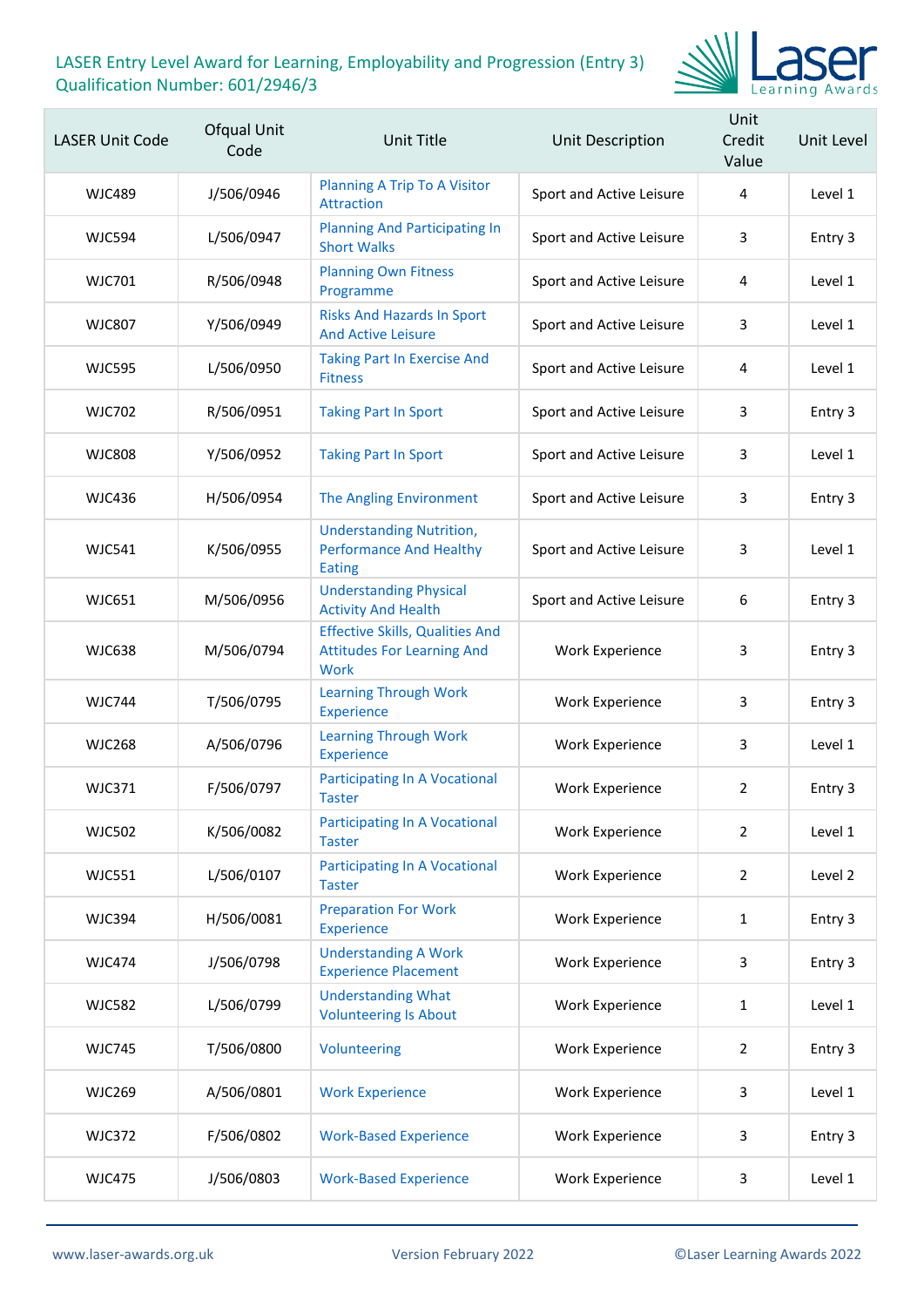LASER Entry Level Award for Learning, Employability and Progression (Entry 3)
Qualification Number: 601/2946/3

| LASER Unit Code | Ofqual Unit Code | Unit Title | Unit Description | Unit Credit Value | Unit Level |
|---|---|---|---|---|---|
| WJC489 | J/506/0946 | Planning A Trip To A Visitor Attraction | Sport and Active Leisure | 4 | Level 1 |
| WJC594 | L/506/0947 | Planning And Participating In Short Walks | Sport and Active Leisure | 3 | Entry 3 |
| WJC701 | R/506/0948 | Planning Own Fitness Programme | Sport and Active Leisure | 4 | Level 1 |
| WJC807 | Y/506/0949 | Risks And Hazards In Sport And Active Leisure | Sport and Active Leisure | 3 | Level 1 |
| WJC595 | L/506/0950 | Taking Part In Exercise And Fitness | Sport and Active Leisure | 4 | Level 1 |
| WJC702 | R/506/0951 | Taking Part In Sport | Sport and Active Leisure | 3 | Entry 3 |
| WJC808 | Y/506/0952 | Taking Part In Sport | Sport and Active Leisure | 3 | Level 1 |
| WJC436 | H/506/0954 | The Angling Environment | Sport and Active Leisure | 3 | Entry 3 |
| WJC541 | K/506/0955 | Understanding Nutrition, Performance And Healthy Eating | Sport and Active Leisure | 3 | Level 1 |
| WJC651 | M/506/0956 | Understanding Physical Activity And Health | Sport and Active Leisure | 6 | Entry 3 |
| WJC638 | M/506/0794 | Effective Skills, Qualities And Attitudes For Learning And Work | Work Experience | 3 | Entry 3 |
| WJC744 | T/506/0795 | Learning Through Work Experience | Work Experience | 3 | Entry 3 |
| WJC268 | A/506/0796 | Learning Through Work Experience | Work Experience | 3 | Level 1 |
| WJC371 | F/506/0797 | Participating In A Vocational Taster | Work Experience | 2 | Entry 3 |
| WJC502 | K/506/0082 | Participating In A Vocational Taster | Work Experience | 2 | Level 1 |
| WJC551 | L/506/0107 | Participating In A Vocational Taster | Work Experience | 2 | Level 2 |
| WJC394 | H/506/0081 | Preparation For Work Experience | Work Experience | 1 | Entry 3 |
| WJC474 | J/506/0798 | Understanding A Work Experience Placement | Work Experience | 3 | Entry 3 |
| WJC582 | L/506/0799 | Understanding What Volunteering Is About | Work Experience | 1 | Level 1 |
| WJC745 | T/506/0800 | Volunteering | Work Experience | 2 | Entry 3 |
| WJC269 | A/506/0801 | Work Experience | Work Experience | 3 | Level 1 |
| WJC372 | F/506/0802 | Work-Based Experience | Work Experience | 3 | Entry 3 |
| WJC475 | J/506/0803 | Work-Based Experience | Work Experience | 3 | Level 1 |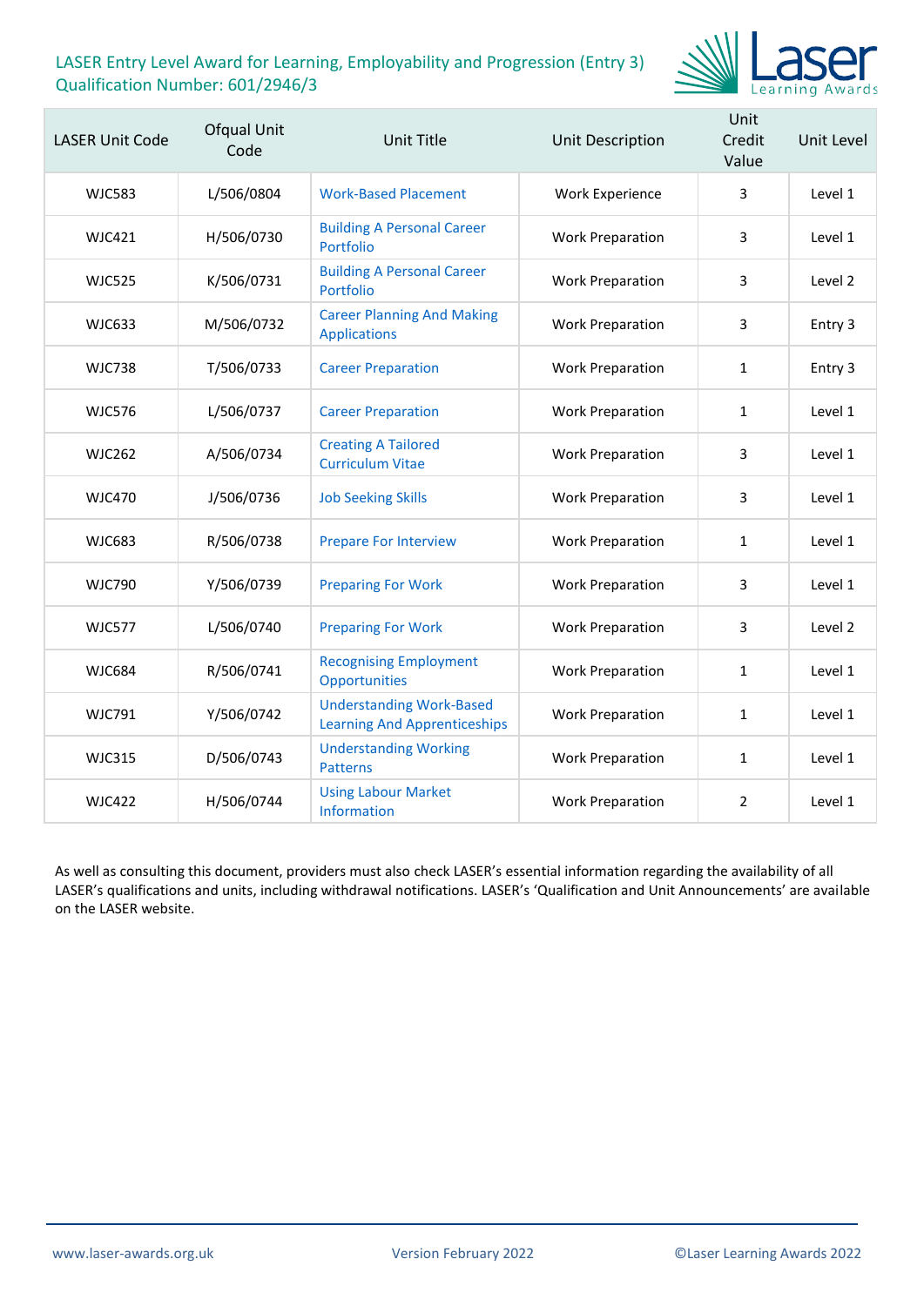LASER Entry Level Award for Learning, Employability and Progression (Entry 3)
Qualification Number: 601/2946/3

| LASER Unit Code | Ofqual Unit Code | Unit Title | Unit Description | Unit Credit Value | Unit Level |
|---|---|---|---|---|---|
| WJC583 | L/506/0804 | Work-Based Placement | Work Experience | 3 | Level 1 |
| WJC421 | H/506/0730 | Building A Personal Career Portfolio | Work Preparation | 3 | Level 1 |
| WJC525 | K/506/0731 | Building A Personal Career Portfolio | Work Preparation | 3 | Level 2 |
| WJC633 | M/506/0732 | Career Planning And Making Applications | Work Preparation | 3 | Entry 3 |
| WJC738 | T/506/0733 | Career Preparation | Work Preparation | 1 | Entry 3 |
| WJC576 | L/506/0737 | Career Preparation | Work Preparation | 1 | Level 1 |
| WJC262 | A/506/0734 | Creating A Tailored Curriculum Vitae | Work Preparation | 3 | Level 1 |
| WJC470 | J/506/0736 | Job Seeking Skills | Work Preparation | 3 | Level 1 |
| WJC683 | R/506/0738 | Prepare For Interview | Work Preparation | 1 | Level 1 |
| WJC790 | Y/506/0739 | Preparing For Work | Work Preparation | 3 | Level 1 |
| WJC577 | L/506/0740 | Preparing For Work | Work Preparation | 3 | Level 2 |
| WJC684 | R/506/0741 | Recognising Employment Opportunities | Work Preparation | 1 | Level 1 |
| WJC791 | Y/506/0742 | Understanding Work-Based Learning And Apprenticeships | Work Preparation | 1 | Level 1 |
| WJC315 | D/506/0743 | Understanding Working Patterns | Work Preparation | 1 | Level 1 |
| WJC422 | H/506/0744 | Using Labour Market Information | Work Preparation | 2 | Level 1 |

As well as consulting this document, providers must also check LASER's essential information regarding the availability of all LASER's qualifications and units, including withdrawal notifications. LASER's 'Qualification and Unit Announcements' are available on the LASER website.